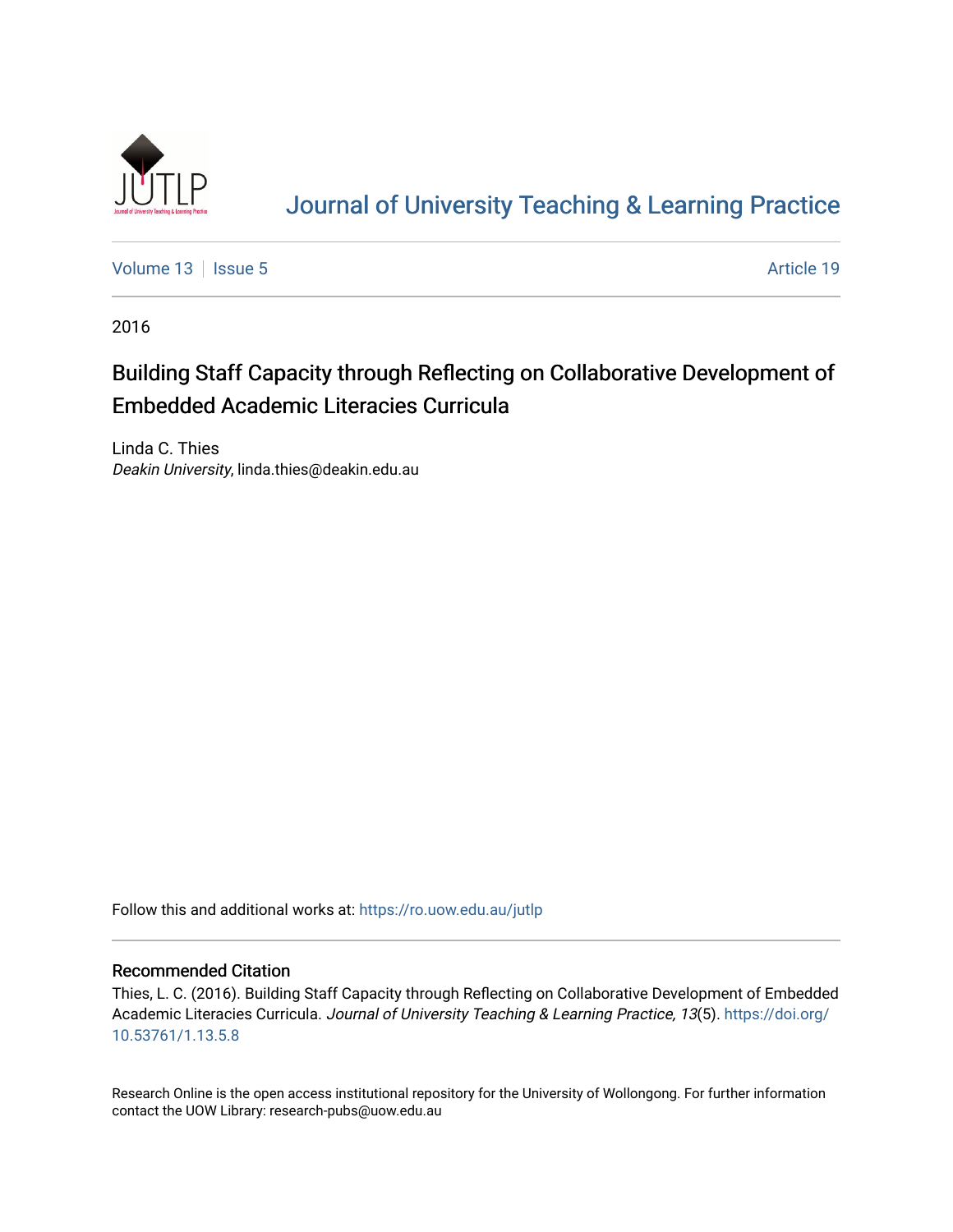# Journal of University Teaching & Learning Practice

Volume 13 | Issue 5 | Article 19

2016

## Building Staff Capacity through Reflecting on Collaborative Development of Embedded Academic Literacies Curricula

Linda C. Thies
*Deakin University*, linda.thies@deakin.edu.au

Follow this and additional works at: https://ro.uow.edu.au/jutlp

### Recommended Citation

Thies, L. C. (2016). Building Staff Capacity through Reflecting on Collaborative Development of Embedded Academic Literacies Curricula. *Journal of University Teaching & Learning Practice, 13*(5). https://doi.org/10.53761/1.13.5.8

Research Online is the open access institutional repository for the University of Wollongong. For further information contact the UOW Library: research-pubs@uow.edu.au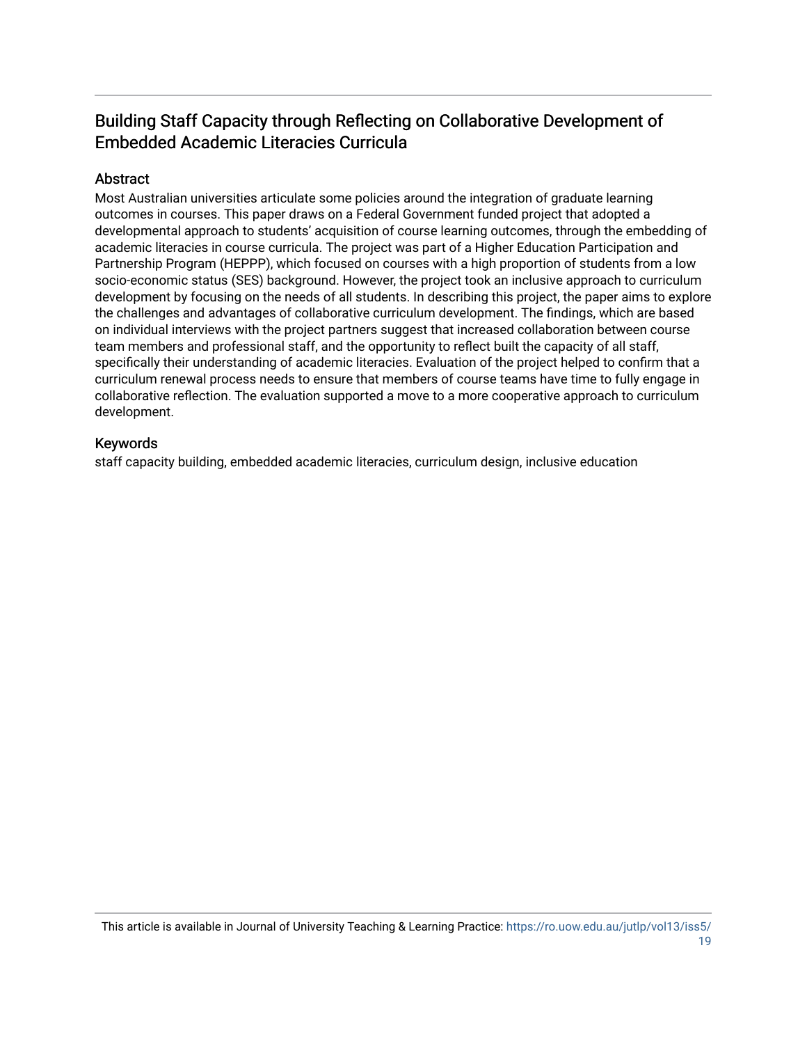## Building Staff Capacity through Reflecting on Collaborative Development of Embedded Academic Literacies Curricula

### Abstract

Most Australian universities articulate some policies around the integration of graduate learning outcomes in courses. This paper draws on a Federal Government funded project that adopted a developmental approach to students' acquisition of course learning outcomes, through the embedding of academic literacies in course curricula. The project was part of a Higher Education Participation and Partnership Program (HEPPP), which focused on courses with a high proportion of students from a low socio-economic status (SES) background. However, the project took an inclusive approach to curriculum development by focusing on the needs of all students. In describing this project, the paper aims to explore the challenges and advantages of collaborative curriculum development. The findings, which are based on individual interviews with the project partners suggest that increased collaboration between course team members and professional staff, and the opportunity to reflect built the capacity of all staff, specifically their understanding of academic literacies. Evaluation of the project helped to confirm that a curriculum renewal process needs to ensure that members of course teams have time to fully engage in collaborative reflection. The evaluation supported a move to a more cooperative approach to curriculum development.

### Keywords

staff capacity building, embedded academic literacies, curriculum design, inclusive education

This article is available in Journal of University Teaching & Learning Practice: https://ro.uow.edu.au/jutlp/vol13/iss5/19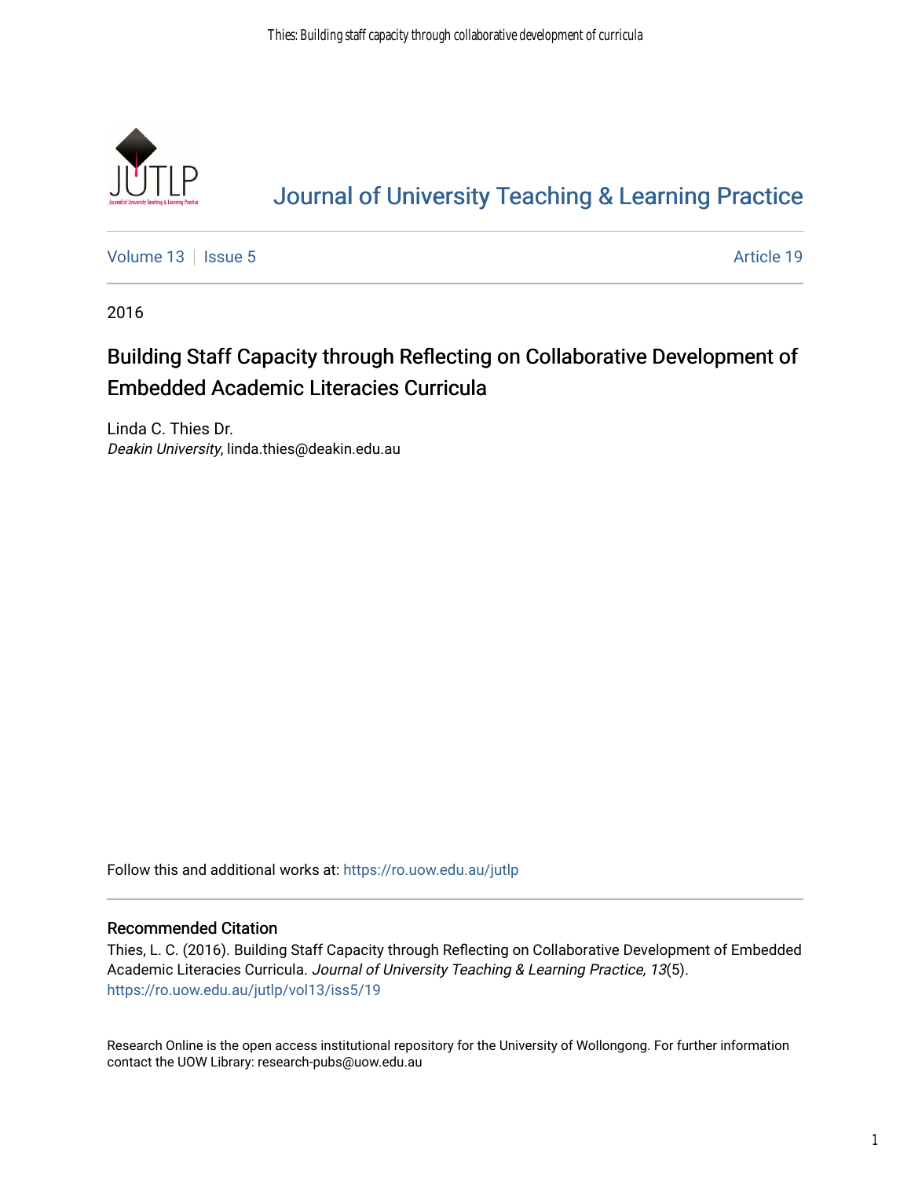# Journal of University Teaching & Learning Practice

Volume 13 | Issue 5 | Article 19

2016

## Building Staff Capacity through Reflecting on Collaborative Development of Embedded Academic Literacies Curricula

Linda C. Thies Dr.
*Deakin University*, linda.thies@deakin.edu.au

Follow this and additional works at: https://ro.uow.edu.au/jutlp

### Recommended Citation

Thies, L. C. (2016). Building Staff Capacity through Reflecting on Collaborative Development of Embedded Academic Literacies Curricula. *Journal of University Teaching & Learning Practice, 13*(5).
https://ro.uow.edu.au/jutlp/vol13/iss5/19

Research Online is the open access institutional repository for the University of Wollongong. For further information contact the UOW Library: research-pubs@uow.edu.au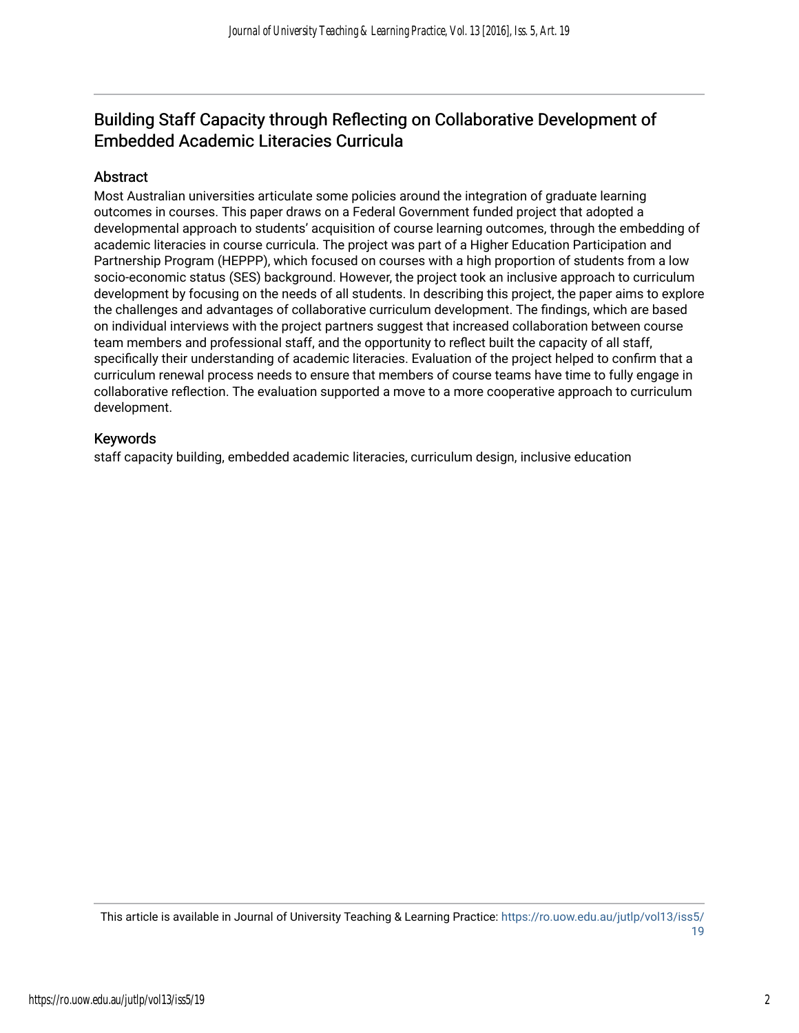# Building Staff Capacity through Reflecting on Collaborative Development of Embedded Academic Literacies Curricula

## Abstract

Most Australian universities articulate some policies around the integration of graduate learning outcomes in courses. This paper draws on a Federal Government funded project that adopted a developmental approach to students' acquisition of course learning outcomes, through the embedding of academic literacies in course curricula. The project was part of a Higher Education Participation and Partnership Program (HEPPP), which focused on courses with a high proportion of students from a low socio-economic status (SES) background. However, the project took an inclusive approach to curriculum development by focusing on the needs of all students. In describing this project, the paper aims to explore the challenges and advantages of collaborative curriculum development. The findings, which are based on individual interviews with the project partners suggest that increased collaboration between course team members and professional staff, and the opportunity to reflect built the capacity of all staff, specifically their understanding of academic literacies. Evaluation of the project helped to confirm that a curriculum renewal process needs to ensure that members of course teams have time to fully engage in collaborative reflection. The evaluation supported a move to a more cooperative approach to curriculum development.

## Keywords

staff capacity building, embedded academic literacies, curriculum design, inclusive education

This article is available in Journal of University Teaching & Learning Practice: https://ro.uow.edu.au/jutlp/vol13/iss5/19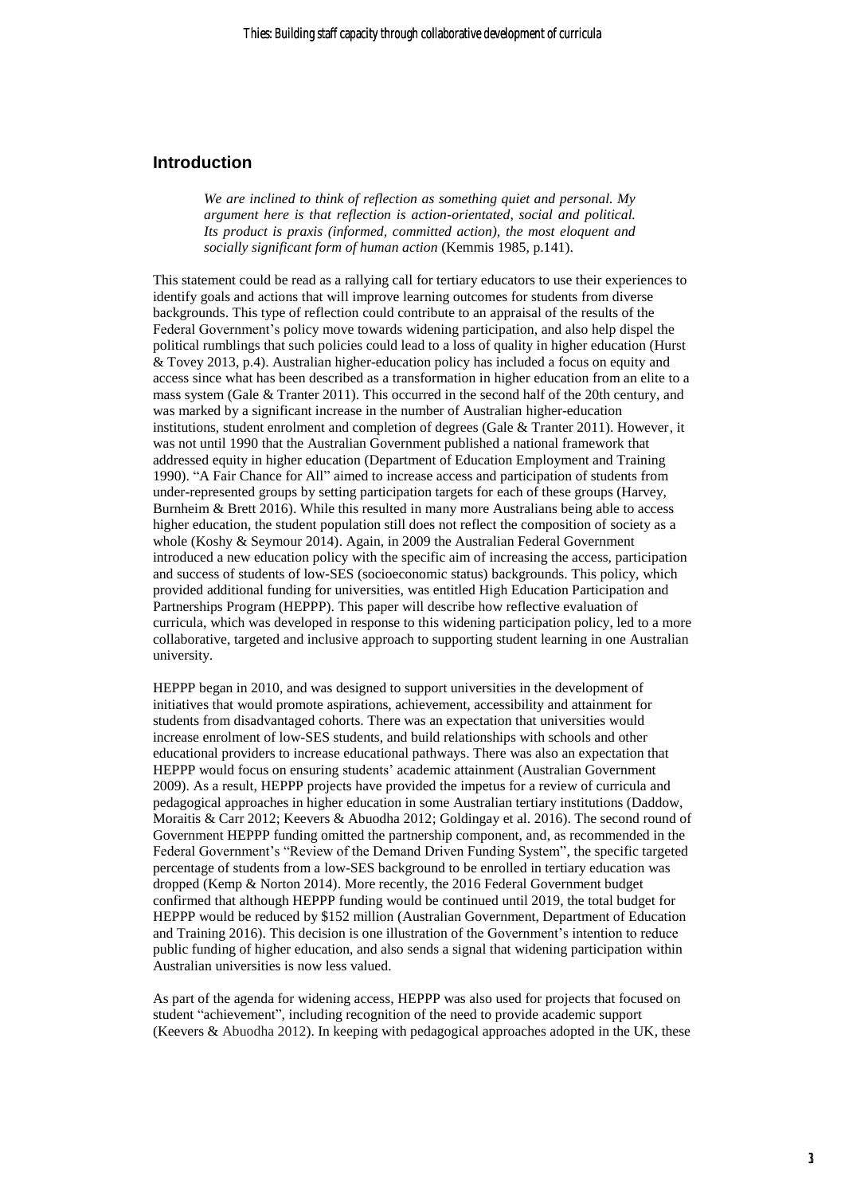## Introduction

> *We are inclined to think of reflection as something quiet and personal. My argument here is that reflection is action-orientated, social and political. Its product is praxis (informed, committed action), the most eloquent and socially significant form of human action* (Kemmis 1985, p.141).

This statement could be read as a rallying call for tertiary educators to use their experiences to identify goals and actions that will improve learning outcomes for students from diverse backgrounds. This type of reflection could contribute to an appraisal of the results of the Federal Government's policy move towards widening participation, and also help dispel the political rumblings that such policies could lead to a loss of quality in higher education (Hurst & Tovey 2013, p.4). Australian higher-education policy has included a focus on equity and access since what has been described as a transformation in higher education from an elite to a mass system (Gale & Tranter 2011). This occurred in the second half of the 20th century, and was marked by a significant increase in the number of Australian higher-education institutions, student enrolment and completion of degrees (Gale & Tranter 2011). However, it was not until 1990 that the Australian Government published a national framework that addressed equity in higher education (Department of Education Employment and Training 1990). "A Fair Chance for All" aimed to increase access and participation of students from under-represented groups by setting participation targets for each of these groups (Harvey, Burnheim & Brett 2016). While this resulted in many more Australians being able to access higher education, the student population still does not reflect the composition of society as a whole (Koshy & Seymour 2014). Again, in 2009 the Australian Federal Government introduced a new education policy with the specific aim of increasing the access, participation and success of students of low-SES (socioeconomic status) backgrounds. This policy, which provided additional funding for universities, was entitled High Education Participation and Partnerships Program (HEPPP). This paper will describe how reflective evaluation of curricula, which was developed in response to this widening participation policy, led to a more collaborative, targeted and inclusive approach to supporting student learning in one Australian university.

HEPPP began in 2010, and was designed to support universities in the development of initiatives that would promote aspirations, achievement, accessibility and attainment for students from disadvantaged cohorts. There was an expectation that universities would increase enrolment of low-SES students, and build relationships with schools and other educational providers to increase educational pathways. There was also an expectation that HEPPP would focus on ensuring students' academic attainment (Australian Government 2009). As a result, HEPPP projects have provided the impetus for a review of curricula and pedagogical approaches in higher education in some Australian tertiary institutions (Daddow, Moraitis & Carr 2012; Keevers & Abuodha 2012; Goldingay et al. 2016). The second round of Government HEPPP funding omitted the partnership component, and, as recommended in the Federal Government's "Review of the Demand Driven Funding System", the specific targeted percentage of students from a low-SES background to be enrolled in tertiary education was dropped (Kemp & Norton 2014). More recently, the 2016 Federal Government budget confirmed that although HEPPP funding would be continued until 2019, the total budget for HEPPP would be reduced by $152 million (Australian Government, Department of Education and Training 2016). This decision is one illustration of the Government's intention to reduce public funding of higher education, and also sends a signal that widening participation within Australian universities is now less valued.

As part of the agenda for widening access, HEPPP was also used for projects that focused on student "achievement", including recognition of the need to provide academic support (Keevers & Abuodha 2012). In keeping with pedagogical approaches adopted in the UK, these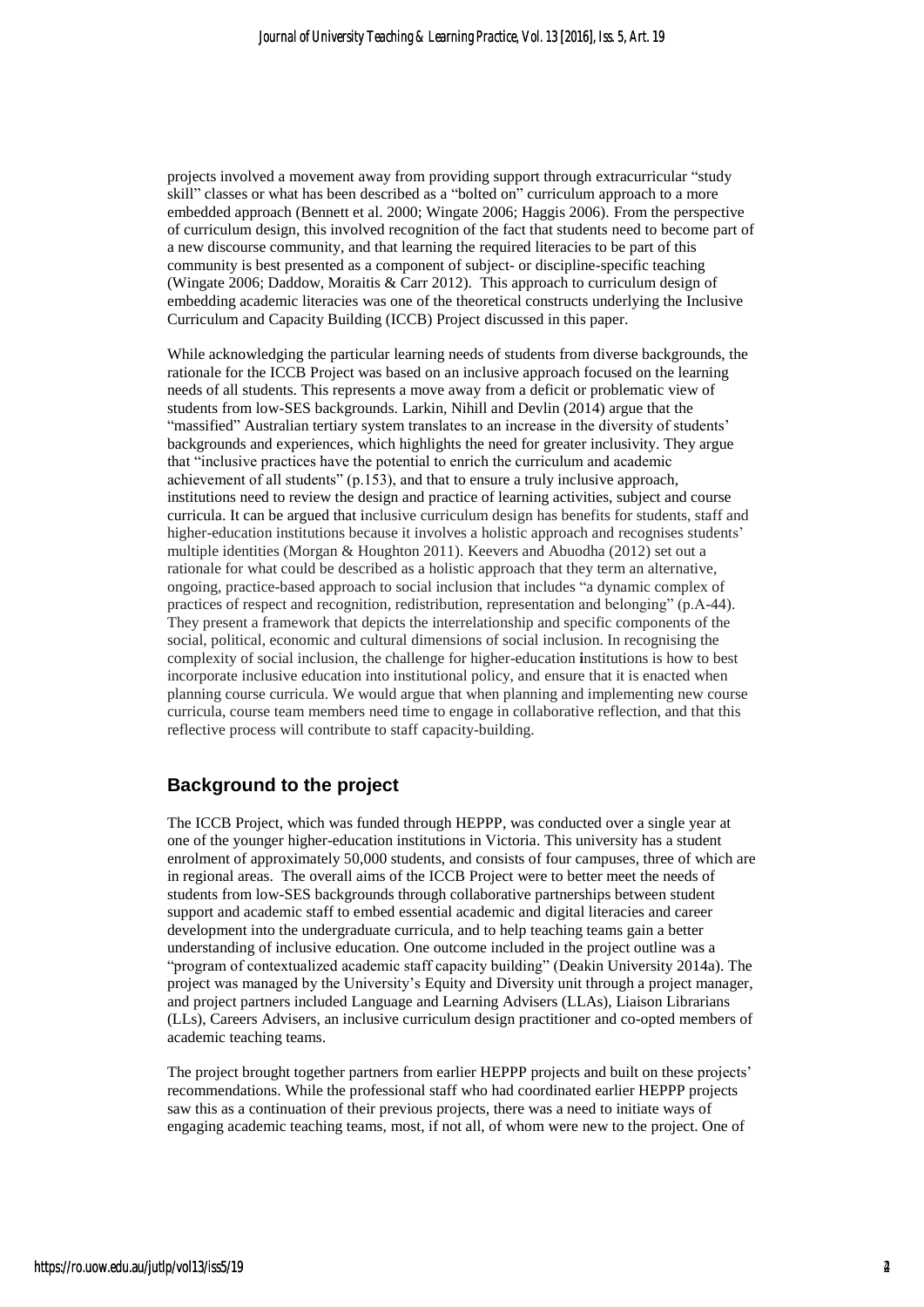projects involved a movement away from providing support through extracurricular "study skill" classes or what has been described as a "bolted on" curriculum approach to a more embedded approach (Bennett et al. 2000; Wingate 2006; Haggis 2006). From the perspective of curriculum design, this involved recognition of the fact that students need to become part of a new discourse community, and that learning the required literacies to be part of this community is best presented as a component of subject- or discipline-specific teaching (Wingate 2006; Daddow, Moraitis & Carr 2012). This approach to curriculum design of embedding academic literacies was one of the theoretical constructs underlying the Inclusive Curriculum and Capacity Building (ICCB) Project discussed in this paper.

While acknowledging the particular learning needs of students from diverse backgrounds, the rationale for the ICCB Project was based on an inclusive approach focused on the learning needs of all students. This represents a move away from a deficit or problematic view of students from low-SES backgrounds. Larkin, Nihill and Devlin (2014) argue that the "massified" Australian tertiary system translates to an increase in the diversity of students' backgrounds and experiences, which highlights the need for greater inclusivity. They argue that "inclusive practices have the potential to enrich the curriculum and academic achievement of all students" (p.153), and that to ensure a truly inclusive approach, institutions need to review the design and practice of learning activities, subject and course curricula. It can be argued that inclusive curriculum design has benefits for students, staff and higher-education institutions because it involves a holistic approach and recognises students' multiple identities (Morgan & Houghton 2011). Keevers and Abuodha (2012) set out a rationale for what could be described as a holistic approach that they term an alternative, ongoing, practice-based approach to social inclusion that includes "a dynamic complex of practices of respect and recognition, redistribution, representation and belonging" (p.A-44). They present a framework that depicts the interrelationship and specific components of the social, political, economic and cultural dimensions of social inclusion. In recognising the complexity of social inclusion, the challenge for higher-education institutions is how to best incorporate inclusive education into institutional policy, and ensure that it is enacted when planning course curricula. We would argue that when planning and implementing new course curricula, course team members need time to engage in collaborative reflection, and that this reflective process will contribute to staff capacity-building.

## Background to the project

The ICCB Project, which was funded through HEPPP, was conducted over a single year at one of the younger higher-education institutions in Victoria. This university has a student enrolment of approximately 50,000 students, and consists of four campuses, three of which are in regional areas. The overall aims of the ICCB Project were to better meet the needs of students from low-SES backgrounds through collaborative partnerships between student support and academic staff to embed essential academic and digital literacies and career development into the undergraduate curricula, and to help teaching teams gain a better understanding of inclusive education. One outcome included in the project outline was a "program of contextualized academic staff capacity building" (Deakin University 2014a). The project was managed by the University's Equity and Diversity unit through a project manager, and project partners included Language and Learning Advisers (LLAs), Liaison Librarians (LLs), Careers Advisers, an inclusive curriculum design practitioner and co-opted members of academic teaching teams.

The project brought together partners from earlier HEPPP projects and built on these projects' recommendations. While the professional staff who had coordinated earlier HEPPP projects saw this as a continuation of their previous projects, there was a need to initiate ways of engaging academic teaching teams, most, if not all, of whom were new to the project. One of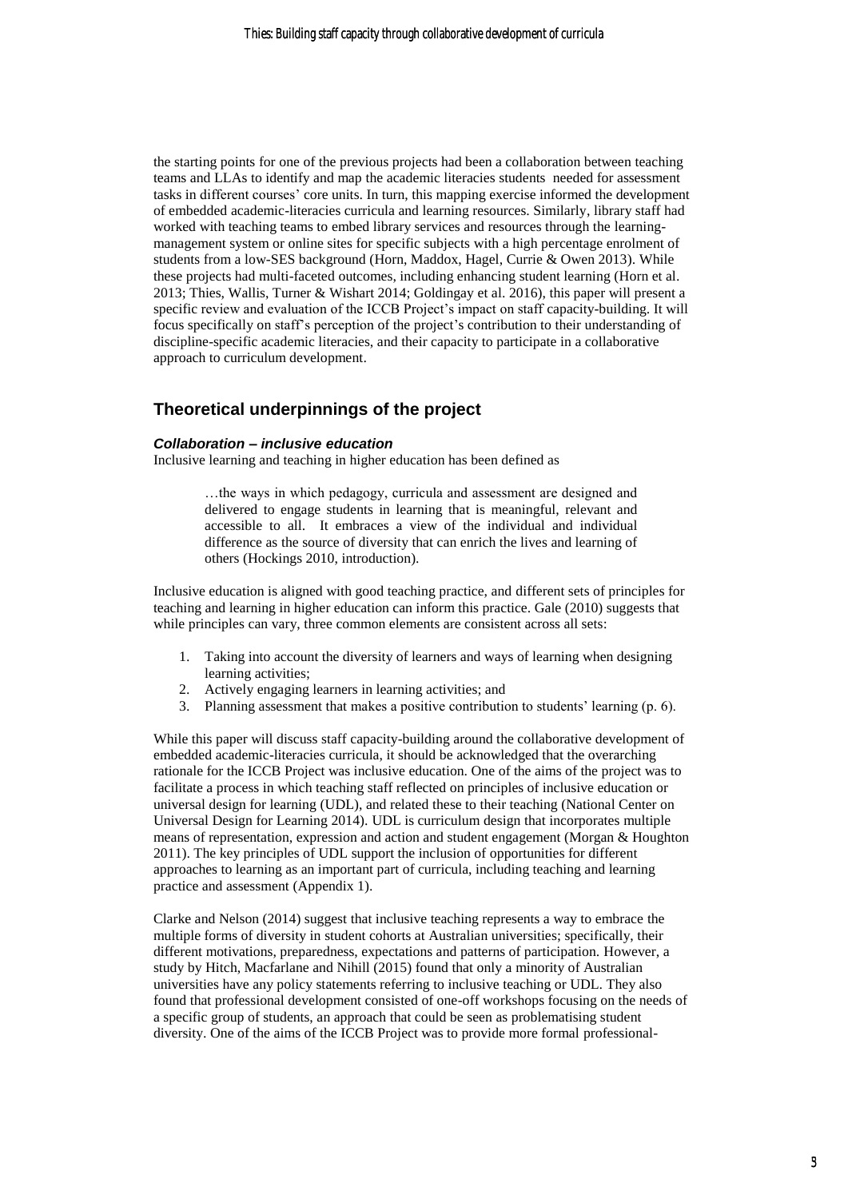the starting points for one of the previous projects had been a collaboration between teaching teams and LLAs to identify and map the academic literacies students needed for assessment tasks in different courses' core units. In turn, this mapping exercise informed the development of embedded academic-literacies curricula and learning resources. Similarly, library staff had worked with teaching teams to embed library services and resources through the learning-management system or online sites for specific subjects with a high percentage enrolment of students from a low-SES background (Horn, Maddox, Hagel, Currie & Owen 2013). While these projects had multi-faceted outcomes, including enhancing student learning (Horn et al. 2013; Thies, Wallis, Turner & Wishart 2014; Goldingay et al. 2016), this paper will present a specific review and evaluation of the ICCB Project's impact on staff capacity-building. It will focus specifically on staff's perception of the project's contribution to their understanding of discipline-specific academic literacies, and their capacity to participate in a collaborative approach to curriculum development.

## Theoretical underpinnings of the project

### *Collaboration – inclusive education*

Inclusive learning and teaching in higher education has been defined as

> …the ways in which pedagogy, curricula and assessment are designed and delivered to engage students in learning that is meaningful, relevant and accessible to all. It embraces a view of the individual and individual difference as the source of diversity that can enrich the lives and learning of others (Hockings 2010, introduction).

Inclusive education is aligned with good teaching practice, and different sets of principles for teaching and learning in higher education can inform this practice. Gale (2010) suggests that while principles can vary, three common elements are consistent across all sets:

1. Taking into account the diversity of learners and ways of learning when designing learning activities;
2. Actively engaging learners in learning activities; and
3. Planning assessment that makes a positive contribution to students' learning (p. 6).

While this paper will discuss staff capacity-building around the collaborative development of embedded academic-literacies curricula, it should be acknowledged that the overarching rationale for the ICCB Project was inclusive education. One of the aims of the project was to facilitate a process in which teaching staff reflected on principles of inclusive education or universal design for learning (UDL), and related these to their teaching (National Center on Universal Design for Learning 2014). UDL is curriculum design that incorporates multiple means of representation, expression and action and student engagement (Morgan & Houghton 2011). The key principles of UDL support the inclusion of opportunities for different approaches to learning as an important part of curricula, including teaching and learning practice and assessment (Appendix 1).

Clarke and Nelson (2014) suggest that inclusive teaching represents a way to embrace the multiple forms of diversity in student cohorts at Australian universities; specifically, their different motivations, preparedness, expectations and patterns of participation. However, a study by Hitch, Macfarlane and Nihill (2015) found that only a minority of Australian universities have any policy statements referring to inclusive teaching or UDL. They also found that professional development consisted of one-off workshops focusing on the needs of a specific group of students, an approach that could be seen as problematising student diversity. One of the aims of the ICCB Project was to provide more formal professional-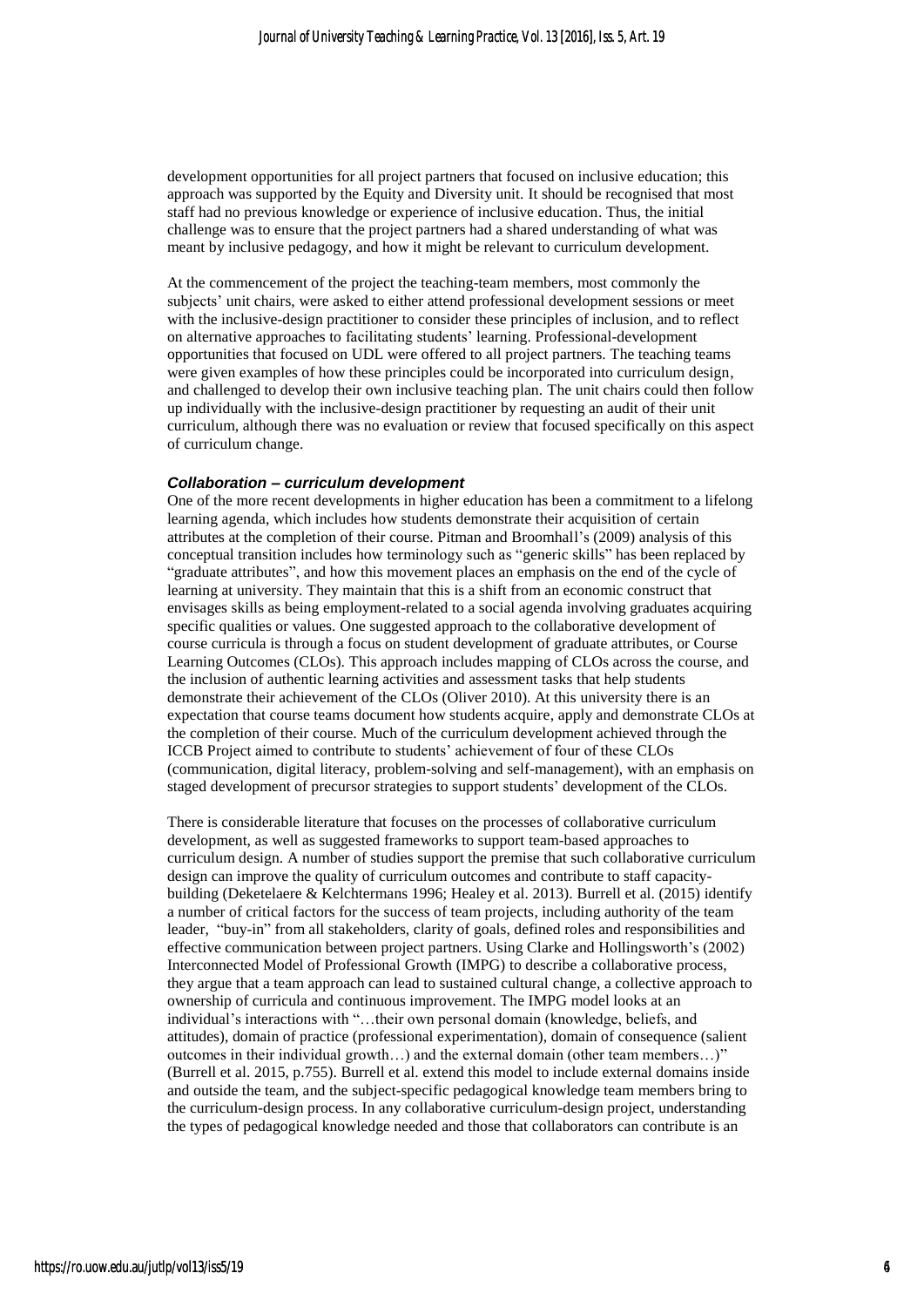development opportunities for all project partners that focused on inclusive education; this approach was supported by the Equity and Diversity unit. It should be recognised that most staff had no previous knowledge or experience of inclusive education. Thus, the initial challenge was to ensure that the project partners had a shared understanding of what was meant by inclusive pedagogy, and how it might be relevant to curriculum development.

At the commencement of the project the teaching-team members, most commonly the subjects' unit chairs, were asked to either attend professional development sessions or meet with the inclusive-design practitioner to consider these principles of inclusion, and to reflect on alternative approaches to facilitating students' learning. Professional-development opportunities that focused on UDL were offered to all project partners. The teaching teams were given examples of how these principles could be incorporated into curriculum design, and challenged to develop their own inclusive teaching plan. The unit chairs could then follow up individually with the inclusive-design practitioner by requesting an audit of their unit curriculum, although there was no evaluation or review that focused specifically on this aspect of curriculum change.

### *Collaboration – curriculum development*

One of the more recent developments in higher education has been a commitment to a lifelong learning agenda, which includes how students demonstrate their acquisition of certain attributes at the completion of their course. Pitman and Broomhall's (2009) analysis of this conceptual transition includes how terminology such as "generic skills" has been replaced by "graduate attributes", and how this movement places an emphasis on the end of the cycle of learning at university. They maintain that this is a shift from an economic construct that envisages skills as being employment-related to a social agenda involving graduates acquiring specific qualities or values. One suggested approach to the collaborative development of course curricula is through a focus on student development of graduate attributes, or Course Learning Outcomes (CLOs). This approach includes mapping of CLOs across the course, and the inclusion of authentic learning activities and assessment tasks that help students demonstrate their achievement of the CLOs (Oliver 2010). At this university there is an expectation that course teams document how students acquire, apply and demonstrate CLOs at the completion of their course. Much of the curriculum development achieved through the ICCB Project aimed to contribute to students' achievement of four of these CLOs (communication, digital literacy, problem-solving and self-management), with an emphasis on staged development of precursor strategies to support students' development of the CLOs.

There is considerable literature that focuses on the processes of collaborative curriculum development, as well as suggested frameworks to support team-based approaches to curriculum design. A number of studies support the premise that such collaborative curriculum design can improve the quality of curriculum outcomes and contribute to staff capacity-building (Deketelaere & Kelchtermans 1996; Healey et al. 2013). Burrell et al. (2015) identify a number of critical factors for the success of team projects, including authority of the team leader, "buy-in" from all stakeholders, clarity of goals, defined roles and responsibilities and effective communication between project partners. Using Clarke and Hollingsworth's (2002) Interconnected Model of Professional Growth (IMPG) to describe a collaborative process, they argue that a team approach can lead to sustained cultural change, a collective approach to ownership of curricula and continuous improvement. The IMPG model looks at an individual's interactions with "…their own personal domain (knowledge, beliefs, and attitudes), domain of practice (professional experimentation), domain of consequence (salient outcomes in their individual growth…) and the external domain (other team members…)" (Burrell et al. 2015, p.755). Burrell et al. extend this model to include external domains inside and outside the team, and the subject-specific pedagogical knowledge team members bring to the curriculum-design process. In any collaborative curriculum-design project, understanding the types of pedagogical knowledge needed and those that collaborators can contribute is an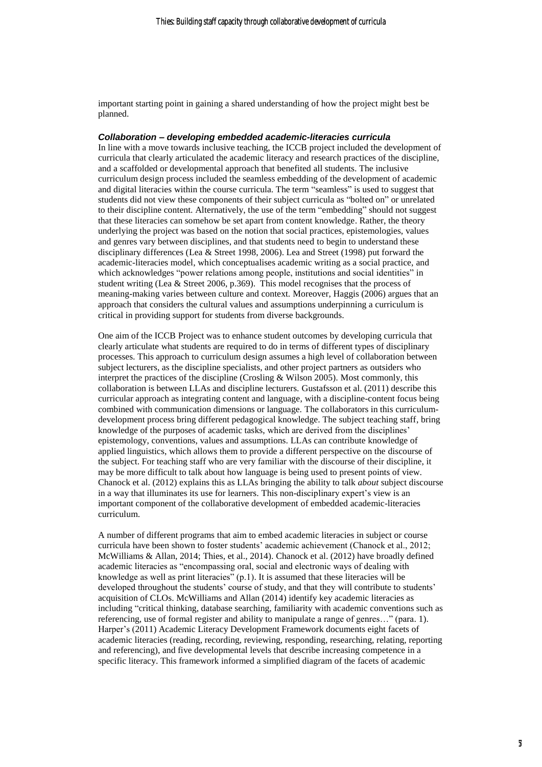important starting point in gaining a shared understanding of how the project might best be planned.

### *Collaboration – developing embedded academic-literacies curricula*

In line with a move towards inclusive teaching, the ICCB project included the development of curricula that clearly articulated the academic literacy and research practices of the discipline, and a scaffolded or developmental approach that benefited all students. The inclusive curriculum design process included the seamless embedding of the development of academic and digital literacies within the course curricula. The term "seamless" is used to suggest that students did not view these components of their subject curricula as "bolted on" or unrelated to their discipline content. Alternatively, the use of the term "embedding" should not suggest that these literacies can somehow be set apart from content knowledge. Rather, the theory underlying the project was based on the notion that social practices, epistemologies, values and genres vary between disciplines, and that students need to begin to understand these disciplinary differences (Lea & Street 1998, 2006). Lea and Street (1998) put forward the academic-literacies model, which conceptualises academic writing as a social practice, and which acknowledges "power relations among people, institutions and social identities" in student writing (Lea & Street 2006, p.369). This model recognises that the process of meaning-making varies between culture and context. Moreover, Haggis (2006) argues that an approach that considers the cultural values and assumptions underpinning a curriculum is critical in providing support for students from diverse backgrounds.

One aim of the ICCB Project was to enhance student outcomes by developing curricula that clearly articulate what students are required to do in terms of different types of disciplinary processes. This approach to curriculum design assumes a high level of collaboration between subject lecturers, as the discipline specialists, and other project partners as outsiders who interpret the practices of the discipline (Crosling & Wilson 2005). Most commonly, this collaboration is between LLAs and discipline lecturers. Gustafsson et al. (2011) describe this curricular approach as integrating content and language, with a discipline-content focus being combined with communication dimensions or language. The collaborators in this curriculum-development process bring different pedagogical knowledge. The subject teaching staff, bring knowledge of the purposes of academic tasks, which are derived from the disciplines' epistemology, conventions, values and assumptions. LLAs can contribute knowledge of applied linguistics, which allows them to provide a different perspective on the discourse of the subject. For teaching staff who are very familiar with the discourse of their discipline, it may be more difficult to talk about how language is being used to present points of view. Chanock et al. (2012) explains this as LLAs bringing the ability to talk *about* subject discourse in a way that illuminates its use for learners. This non-disciplinary expert's view is an important component of the collaborative development of embedded academic-literacies curriculum.

A number of different programs that aim to embed academic literacies in subject or course curricula have been shown to foster students' academic achievement (Chanock et al., 2012; McWilliams & Allan, 2014; Thies, et al., 2014). Chanock et al. (2012) have broadly defined academic literacies as "encompassing oral, social and electronic ways of dealing with knowledge as well as print literacies" (p.1). It is assumed that these literacies will be developed throughout the students' course of study, and that they will contribute to students' acquisition of CLOs. McWilliams and Allan (2014) identify key academic literacies as including "critical thinking, database searching, familiarity with academic conventions such as referencing, use of formal register and ability to manipulate a range of genres…" (para. 1). Harper's (2011) Academic Literacy Development Framework documents eight facets of academic literacies (reading, recording, reviewing, responding, researching, relating, reporting and referencing), and five developmental levels that describe increasing competence in a specific literacy. This framework informed a simplified diagram of the facets of academic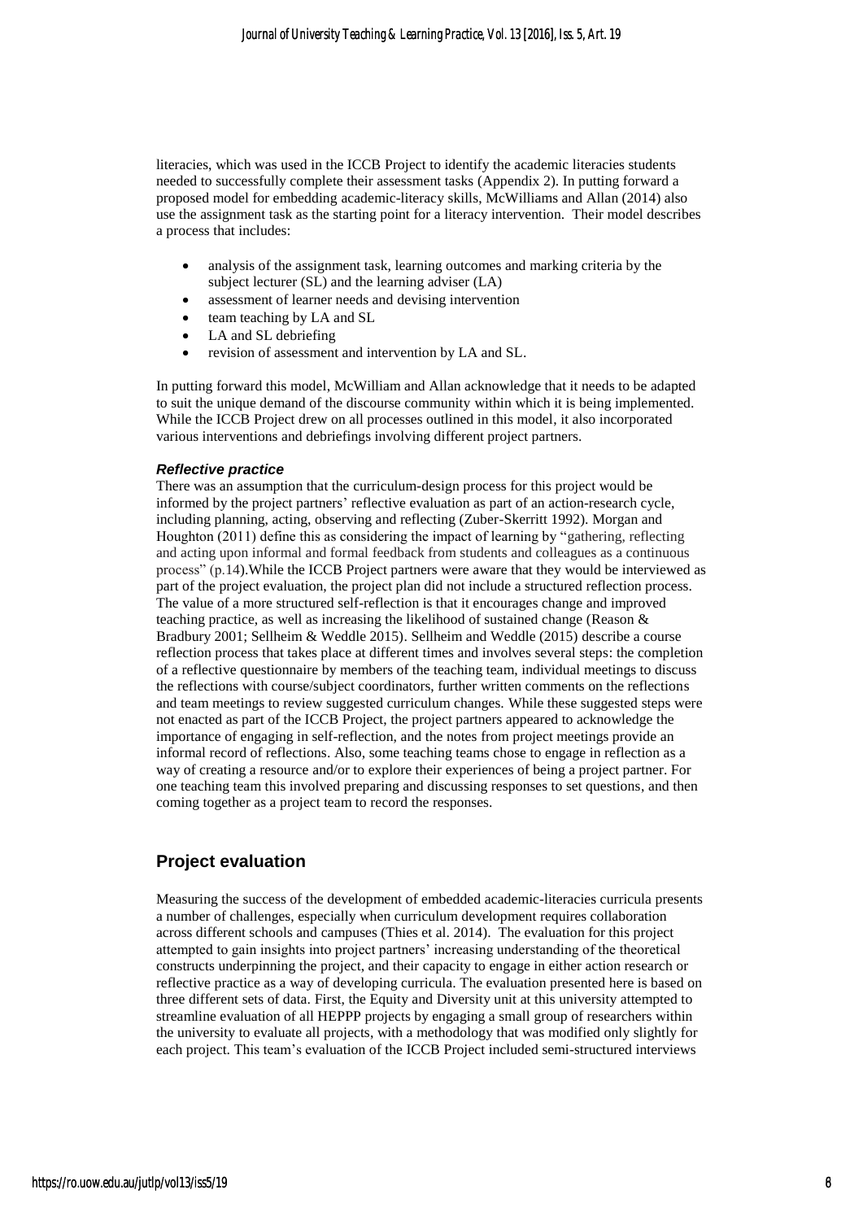literacies, which was used in the ICCB Project to identify the academic literacies students needed to successfully complete their assessment tasks (Appendix 2). In putting forward a proposed model for embedding academic-literacy skills, McWilliams and Allan (2014) also use the assignment task as the starting point for a literacy intervention. Their model describes a process that includes:

- analysis of the assignment task, learning outcomes and marking criteria by the subject lecturer (SL) and the learning adviser (LA)
- assessment of learner needs and devising intervention
- team teaching by LA and SL
- LA and SL debriefing
- revision of assessment and intervention by LA and SL.

In putting forward this model, McWilliam and Allan acknowledge that it needs to be adapted to suit the unique demand of the discourse community within which it is being implemented. While the ICCB Project drew on all processes outlined in this model, it also incorporated various interventions and debriefings involving different project partners.

### *Reflective practice*

There was an assumption that the curriculum-design process for this project would be informed by the project partners' reflective evaluation as part of an action-research cycle, including planning, acting, observing and reflecting (Zuber-Skerritt 1992). Morgan and Houghton (2011) define this as considering the impact of learning by "gathering, reflecting and acting upon informal and formal feedback from students and colleagues as a continuous process" (p.14).While the ICCB Project partners were aware that they would be interviewed as part of the project evaluation, the project plan did not include a structured reflection process. The value of a more structured self-reflection is that it encourages change and improved teaching practice, as well as increasing the likelihood of sustained change (Reason & Bradbury 2001; Sellheim & Weddle 2015). Sellheim and Weddle (2015) describe a course reflection process that takes place at different times and involves several steps: the completion of a reflective questionnaire by members of the teaching team, individual meetings to discuss the reflections with course/subject coordinators, further written comments on the reflections and team meetings to review suggested curriculum changes. While these suggested steps were not enacted as part of the ICCB Project, the project partners appeared to acknowledge the importance of engaging in self-reflection, and the notes from project meetings provide an informal record of reflections. Also, some teaching teams chose to engage in reflection as a way of creating a resource and/or to explore their experiences of being a project partner. For one teaching team this involved preparing and discussing responses to set questions, and then coming together as a project team to record the responses.

## Project evaluation

Measuring the success of the development of embedded academic-literacies curricula presents a number of challenges, especially when curriculum development requires collaboration across different schools and campuses (Thies et al. 2014). The evaluation for this project attempted to gain insights into project partners' increasing understanding of the theoretical constructs underpinning the project, and their capacity to engage in either action research or reflective practice as a way of developing curricula. The evaluation presented here is based on three different sets of data. First, the Equity and Diversity unit at this university attempted to streamline evaluation of all HEPPP projects by engaging a small group of researchers within the university to evaluate all projects, with a methodology that was modified only slightly for each project. This team's evaluation of the ICCB Project included semi-structured interviews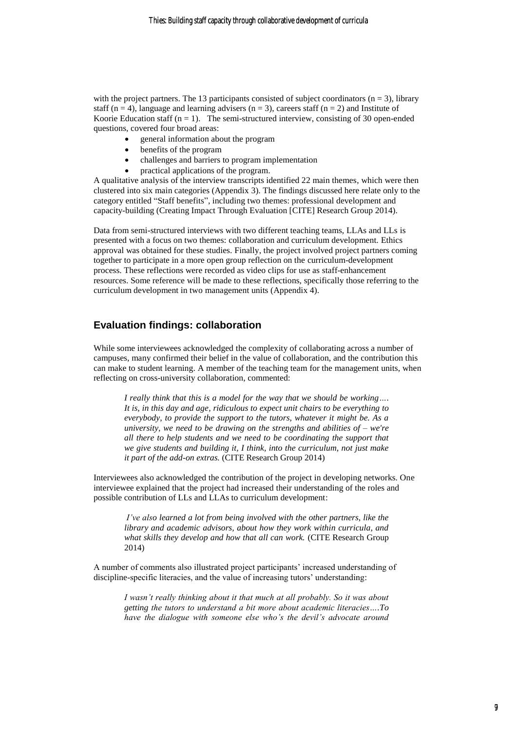with the project partners. The 13 participants consisted of subject coordinators (n = 3), library staff (n = 4), language and learning advisers (n = 3), careers staff (n = 2) and Institute of Koorie Education staff (n = 1). The semi-structured interview, consisting of 30 open-ended questions, covered four broad areas:

- general information about the program
- benefits of the program
- challenges and barriers to program implementation
- practical applications of the program.

A qualitative analysis of the interview transcripts identified 22 main themes, which were then clustered into six main categories (Appendix 3). The findings discussed here relate only to the category entitled "Staff benefits", including two themes: professional development and capacity-building (Creating Impact Through Evaluation [CITE] Research Group 2014).

Data from semi-structured interviews with two different teaching teams, LLAs and LLs is presented with a focus on two themes: collaboration and curriculum development. Ethics approval was obtained for these studies. Finally, the project involved project partners coming together to participate in a more open group reflection on the curriculum-development process. These reflections were recorded as video clips for use as staff-enhancement resources. Some reference will be made to these reflections, specifically those referring to the curriculum development in two management units (Appendix 4).

## Evaluation findings: collaboration

While some interviewees acknowledged the complexity of collaborating across a number of campuses, many confirmed their belief in the value of collaboration, and the contribution this can make to student learning. A member of the teaching team for the management units, when reflecting on cross-university collaboration, commented:

> *I really think that this is a model for the way that we should be working…. It is, in this day and age, ridiculous to expect unit chairs to be everything to everybody, to provide the support to the tutors, whatever it might be. As a university, we need to be drawing on the strengths and abilities of – we're all there to help students and we need to be coordinating the support that we give students and building it, I think, into the curriculum, not just make it part of the add-on extras.* (CITE Research Group 2014)

Interviewees also acknowledged the contribution of the project in developing networks. One interviewee explained that the project had increased their understanding of the roles and possible contribution of LLs and LLAs to curriculum development:

> *I've also learned a lot from being involved with the other partners, like the library and academic advisors, about how they work within curricula, and what skills they develop and how that all can work.* (CITE Research Group 2014)

A number of comments also illustrated project participants' increased understanding of discipline-specific literacies, and the value of increasing tutors' understanding:

> *I wasn't really thinking about it that much at all probably. So it was about getting the tutors to understand a bit more about academic literacies….To have the dialogue with someone else who's the devil's advocate around*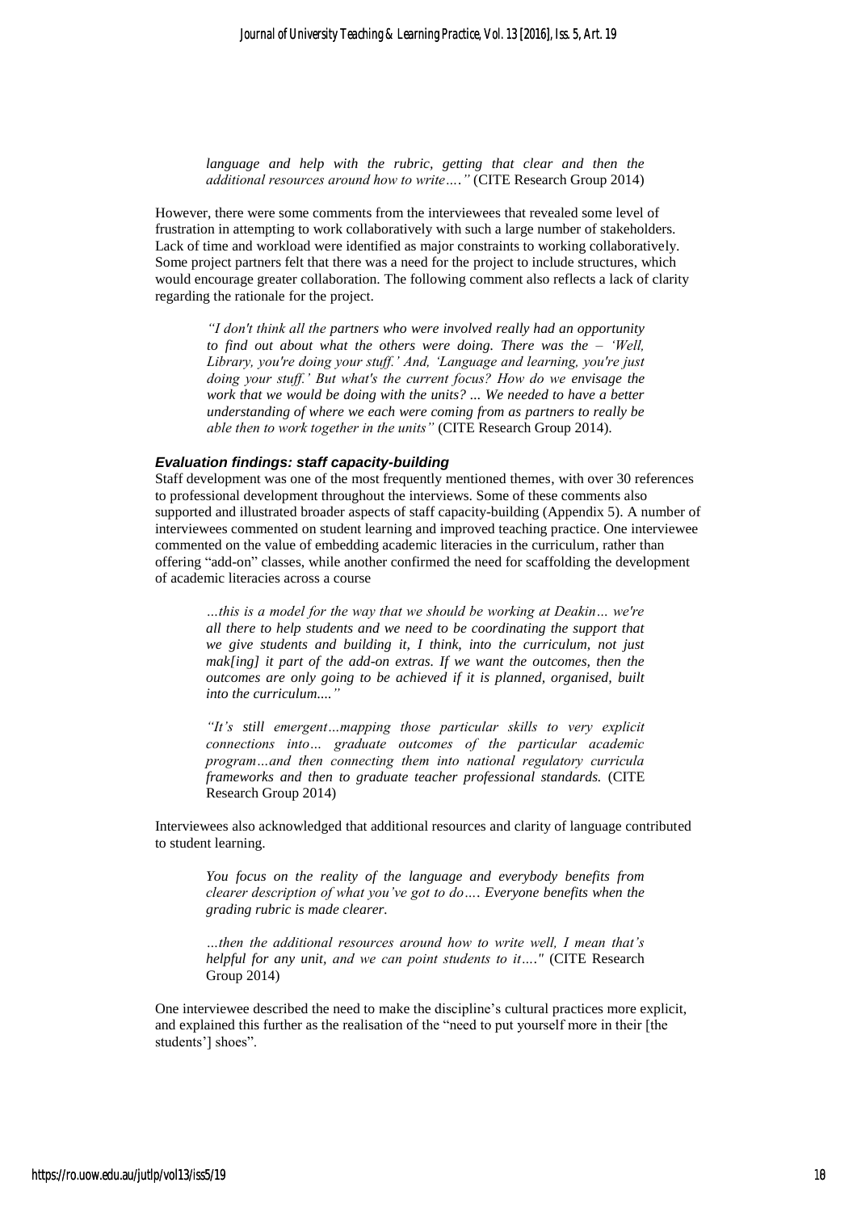*language and help with the rubric, getting that clear and then the additional resources around how to write…."* (CITE Research Group 2014)

However, there were some comments from the interviewees that revealed some level of frustration in attempting to work collaboratively with such a large number of stakeholders. Lack of time and workload were identified as major constraints to working collaboratively. Some project partners felt that there was a need for the project to include structures, which would encourage greater collaboration. The following comment also reflects a lack of clarity regarding the rationale for the project.

> *"I don't think all the partners who were involved really had an opportunity to find out about what the others were doing. There was the – 'Well, Library, you're doing your stuff.' And, 'Language and learning, you're just doing your stuff.' But what's the current focus? How do we envisage the work that we would be doing with the units? ... We needed to have a better understanding of where we each were coming from as partners to really be able then to work together in the units"* (CITE Research Group 2014).

### *Evaluation findings: staff capacity-building*

Staff development was one of the most frequently mentioned themes, with over 30 references to professional development throughout the interviews. Some of these comments also supported and illustrated broader aspects of staff capacity-building (Appendix 5). A number of interviewees commented on student learning and improved teaching practice. One interviewee commented on the value of embedding academic literacies in the curriculum, rather than offering "add-on" classes, while another confirmed the need for scaffolding the development of academic literacies across a course

> *…this is a model for the way that we should be working at Deakin… we're all there to help students and we need to be coordinating the support that we give students and building it, I think, into the curriculum, not just mak[ing] it part of the add-on extras. If we want the outcomes, then the outcomes are only going to be achieved if it is planned, organised, built into the curriculum...."*
>
> *"It's still emergent…mapping those particular skills to very explicit connections into… graduate outcomes of the particular academic program…and then connecting them into national regulatory curricula frameworks and then to graduate teacher professional standards.* (CITE Research Group 2014)

Interviewees also acknowledged that additional resources and clarity of language contributed to student learning.

> *You focus on the reality of the language and everybody benefits from clearer description of what you've got to do…. Everyone benefits when the grading rubric is made clearer.*
>
> *…then the additional resources around how to write well, I mean that's helpful for any unit, and we can point students to it…."* (CITE Research Group 2014)

One interviewee described the need to make the discipline's cultural practices more explicit, and explained this further as the realisation of the "need to put yourself more in their [the students'] shoes".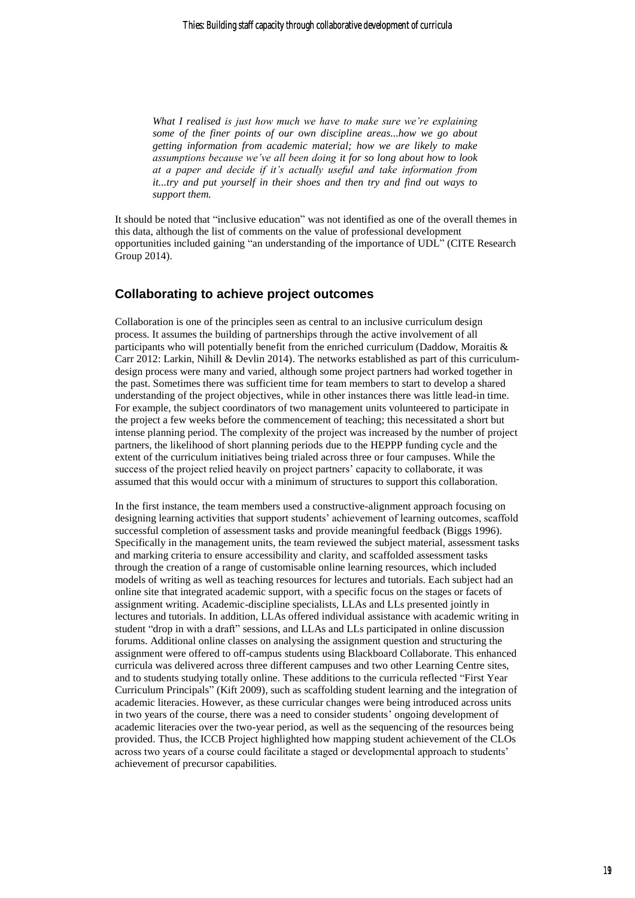> *What I realised is just how much we have to make sure we're explaining some of the finer points of our own discipline areas...how we go about getting information from academic material; how we are likely to make assumptions because we've all been doing it for so long about how to look at a paper and decide if it's actually useful and take information from it...try and put yourself in their shoes and then try and find out ways to support them.*

It should be noted that "inclusive education" was not identified as one of the overall themes in this data, although the list of comments on the value of professional development opportunities included gaining "an understanding of the importance of UDL" (CITE Research Group 2014).

## Collaborating to achieve project outcomes

Collaboration is one of the principles seen as central to an inclusive curriculum design process. It assumes the building of partnerships through the active involvement of all participants who will potentially benefit from the enriched curriculum (Daddow, Moraitis & Carr 2012: Larkin, Nihill & Devlin 2014). The networks established as part of this curriculum-design process were many and varied, although some project partners had worked together in the past. Sometimes there was sufficient time for team members to start to develop a shared understanding of the project objectives, while in other instances there was little lead-in time. For example, the subject coordinators of two management units volunteered to participate in the project a few weeks before the commencement of teaching; this necessitated a short but intense planning period. The complexity of the project was increased by the number of project partners, the likelihood of short planning periods due to the HEPPP funding cycle and the extent of the curriculum initiatives being trialed across three or four campuses. While the success of the project relied heavily on project partners' capacity to collaborate, it was assumed that this would occur with a minimum of structures to support this collaboration.

In the first instance, the team members used a constructive-alignment approach focusing on designing learning activities that support students' achievement of learning outcomes, scaffold successful completion of assessment tasks and provide meaningful feedback (Biggs 1996). Specifically in the management units, the team reviewed the subject material, assessment tasks and marking criteria to ensure accessibility and clarity, and scaffolded assessment tasks through the creation of a range of customisable online learning resources, which included models of writing as well as teaching resources for lectures and tutorials. Each subject had an online site that integrated academic support, with a specific focus on the stages or facets of assignment writing. Academic-discipline specialists, LLAs and LLs presented jointly in lectures and tutorials. In addition, LLAs offered individual assistance with academic writing in student "drop in with a draft" sessions, and LLAs and LLs participated in online discussion forums. Additional online classes on analysing the assignment question and structuring the assignment were offered to off-campus students using Blackboard Collaborate. This enhanced curricula was delivered across three different campuses and two other Learning Centre sites, and to students studying totally online. These additions to the curricula reflected "First Year Curriculum Principals" (Kift 2009), such as scaffolding student learning and the integration of academic literacies. However, as these curricular changes were being introduced across units in two years of the course, there was a need to consider students' ongoing development of academic literacies over the two-year period, as well as the sequencing of the resources being provided. Thus, the ICCB Project highlighted how mapping student achievement of the CLOs across two years of a course could facilitate a staged or developmental approach to students' achievement of precursor capabilities.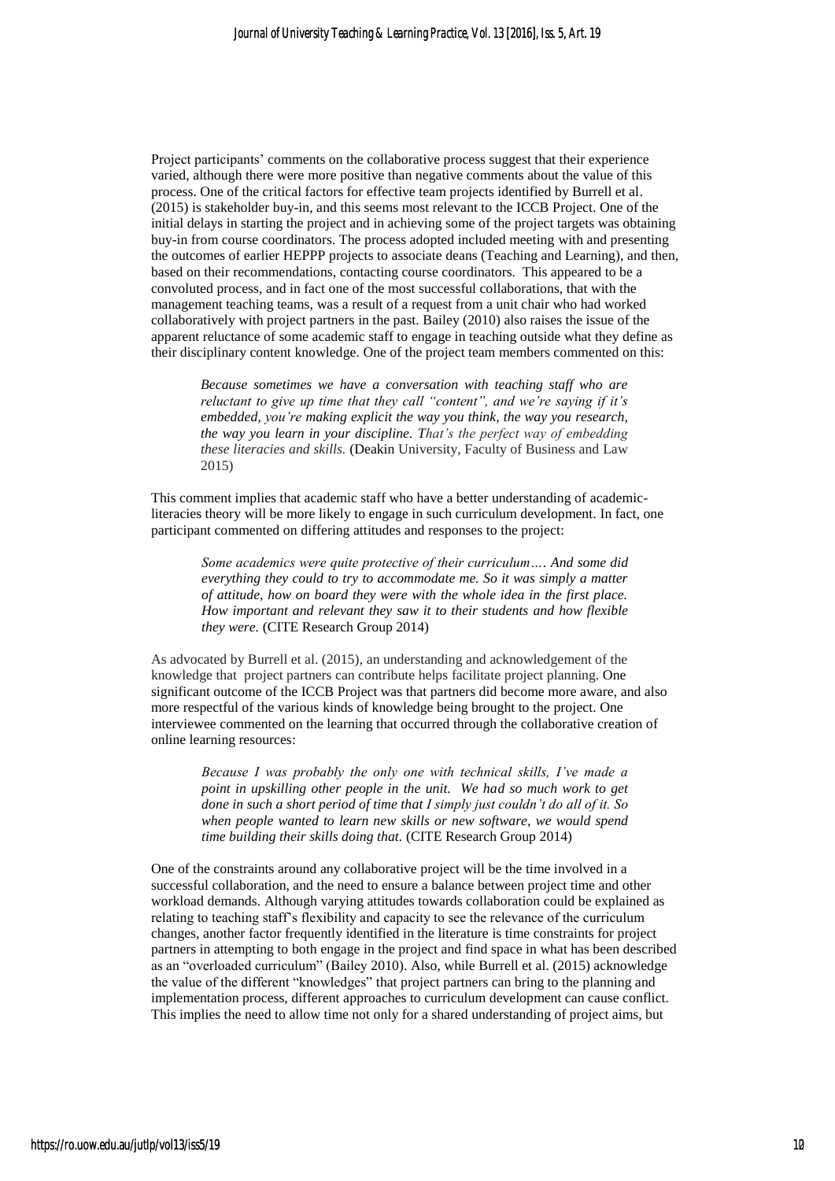Project participants' comments on the collaborative process suggest that their experience varied, although there were more positive than negative comments about the value of this process. One of the critical factors for effective team projects identified by Burrell et al. (2015) is stakeholder buy-in, and this seems most relevant to the ICCB Project. One of the initial delays in starting the project and in achieving some of the project targets was obtaining buy-in from course coordinators. The process adopted included meeting with and presenting the outcomes of earlier HEPPP projects to associate deans (Teaching and Learning), and then, based on their recommendations, contacting course coordinators. This appeared to be a convoluted process, and in fact one of the most successful collaborations, that with the management teaching teams, was a result of a request from a unit chair who had worked collaboratively with project partners in the past. Bailey (2010) also raises the issue of the apparent reluctance of some academic staff to engage in teaching outside what they define as their disciplinary content knowledge. One of the project team members commented on this:

> *Because sometimes we have a conversation with teaching staff who are reluctant to give up time that they call "content", and we're saying if it's embedded, you're making explicit the way you think, the way you research, the way you learn in your discipline. That's the perfect way of embedding these literacies and skills.* (Deakin University, Faculty of Business and Law 2015)

This comment implies that academic staff who have a better understanding of academic-literacies theory will be more likely to engage in such curriculum development. In fact, one participant commented on differing attitudes and responses to the project:

> *Some academics were quite protective of their curriculum…. And some did everything they could to try to accommodate me. So it was simply a matter of attitude, how on board they were with the whole idea in the first place. How important and relevant they saw it to their students and how flexible they were.* (CITE Research Group 2014)

As advocated by Burrell et al. (2015), an understanding and acknowledgement of the knowledge that project partners can contribute helps facilitate project planning. One significant outcome of the ICCB Project was that partners did become more aware, and also more respectful of the various kinds of knowledge being brought to the project. One interviewee commented on the learning that occurred through the collaborative creation of online learning resources:

> *Because I was probably the only one with technical skills, I've made a point in upskilling other people in the unit. We had so much work to get done in such a short period of time that I simply just couldn't do all of it. So when people wanted to learn new skills or new software, we would spend time building their skills doing that.* (CITE Research Group 2014)

One of the constraints around any collaborative project will be the time involved in a successful collaboration, and the need to ensure a balance between project time and other workload demands. Although varying attitudes towards collaboration could be explained as relating to teaching staff's flexibility and capacity to see the relevance of the curriculum changes, another factor frequently identified in the literature is time constraints for project partners in attempting to both engage in the project and find space in what has been described as an "overloaded curriculum" (Bailey 2010). Also, while Burrell et al. (2015) acknowledge the value of the different "knowledges" that project partners can bring to the planning and implementation process, different approaches to curriculum development can cause conflict. This implies the need to allow time not only for a shared understanding of project aims, but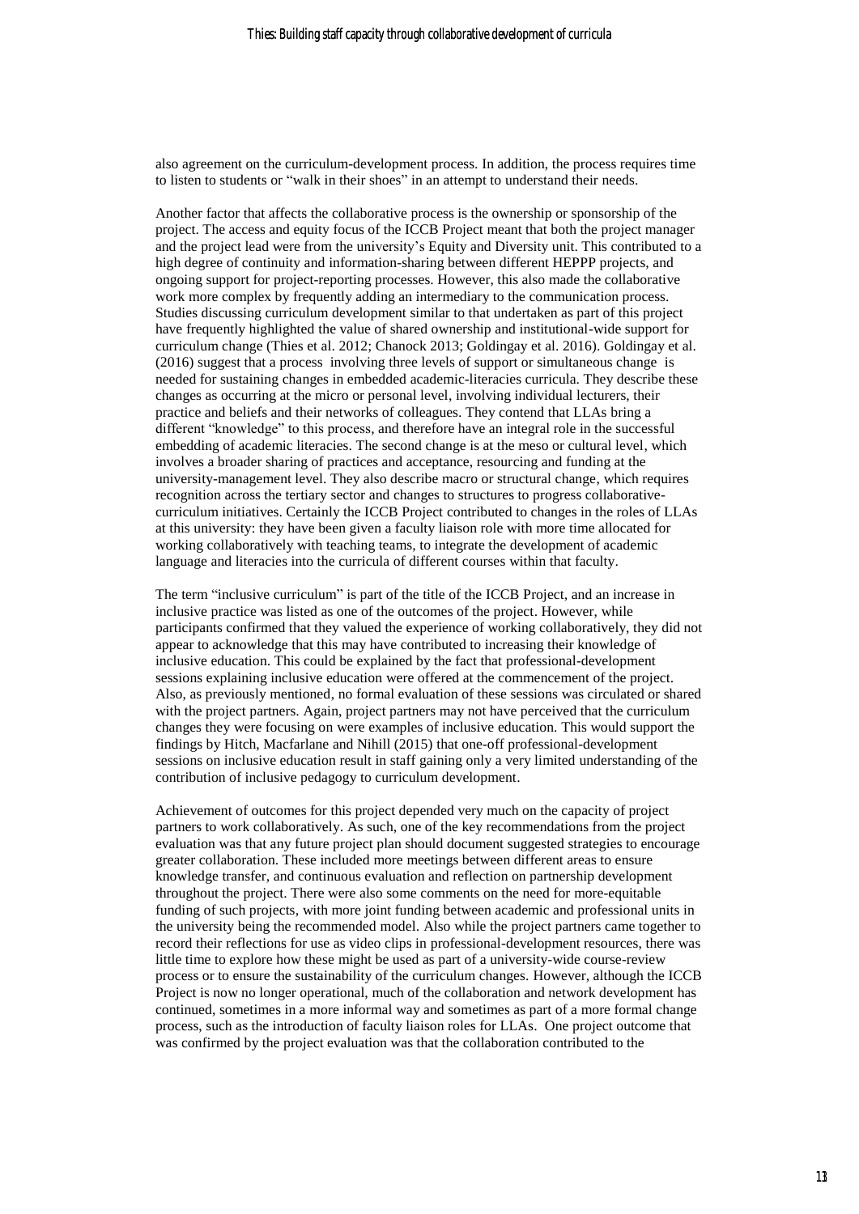also agreement on the curriculum-development process. In addition, the process requires time to listen to students or "walk in their shoes" in an attempt to understand their needs.

Another factor that affects the collaborative process is the ownership or sponsorship of the project. The access and equity focus of the ICCB Project meant that both the project manager and the project lead were from the university's Equity and Diversity unit. This contributed to a high degree of continuity and information-sharing between different HEPPP projects, and ongoing support for project-reporting processes. However, this also made the collaborative work more complex by frequently adding an intermediary to the communication process. Studies discussing curriculum development similar to that undertaken as part of this project have frequently highlighted the value of shared ownership and institutional-wide support for curriculum change (Thies et al. 2012; Chanock 2013; Goldingay et al. 2016). Goldingay et al. (2016) suggest that a process involving three levels of support or simultaneous change is needed for sustaining changes in embedded academic-literacies curricula. They describe these changes as occurring at the micro or personal level, involving individual lecturers, their practice and beliefs and their networks of colleagues. They contend that LLAs bring a different "knowledge" to this process, and therefore have an integral role in the successful embedding of academic literacies. The second change is at the meso or cultural level, which involves a broader sharing of practices and acceptance, resourcing and funding at the university-management level. They also describe macro or structural change, which requires recognition across the tertiary sector and changes to structures to progress collaborative-curriculum initiatives. Certainly the ICCB Project contributed to changes in the roles of LLAs at this university: they have been given a faculty liaison role with more time allocated for working collaboratively with teaching teams, to integrate the development of academic language and literacies into the curricula of different courses within that faculty.

The term "inclusive curriculum" is part of the title of the ICCB Project, and an increase in inclusive practice was listed as one of the outcomes of the project. However, while participants confirmed that they valued the experience of working collaboratively, they did not appear to acknowledge that this may have contributed to increasing their knowledge of inclusive education. This could be explained by the fact that professional-development sessions explaining inclusive education were offered at the commencement of the project. Also, as previously mentioned, no formal evaluation of these sessions was circulated or shared with the project partners. Again, project partners may not have perceived that the curriculum changes they were focusing on were examples of inclusive education. This would support the findings by Hitch, Macfarlane and Nihill (2015) that one-off professional-development sessions on inclusive education result in staff gaining only a very limited understanding of the contribution of inclusive pedagogy to curriculum development.

Achievement of outcomes for this project depended very much on the capacity of project partners to work collaboratively. As such, one of the key recommendations from the project evaluation was that any future project plan should document suggested strategies to encourage greater collaboration. These included more meetings between different areas to ensure knowledge transfer, and continuous evaluation and reflection on partnership development throughout the project. There were also some comments on the need for more-equitable funding of such projects, with more joint funding between academic and professional units in the university being the recommended model. Also while the project partners came together to record their reflections for use as video clips in professional-development resources, there was little time to explore how these might be used as part of a university-wide course-review process or to ensure the sustainability of the curriculum changes. However, although the ICCB Project is now no longer operational, much of the collaboration and network development has continued, sometimes in a more informal way and sometimes as part of a more formal change process, such as the introduction of faculty liaison roles for LLAs. One project outcome that was confirmed by the project evaluation was that the collaboration contributed to the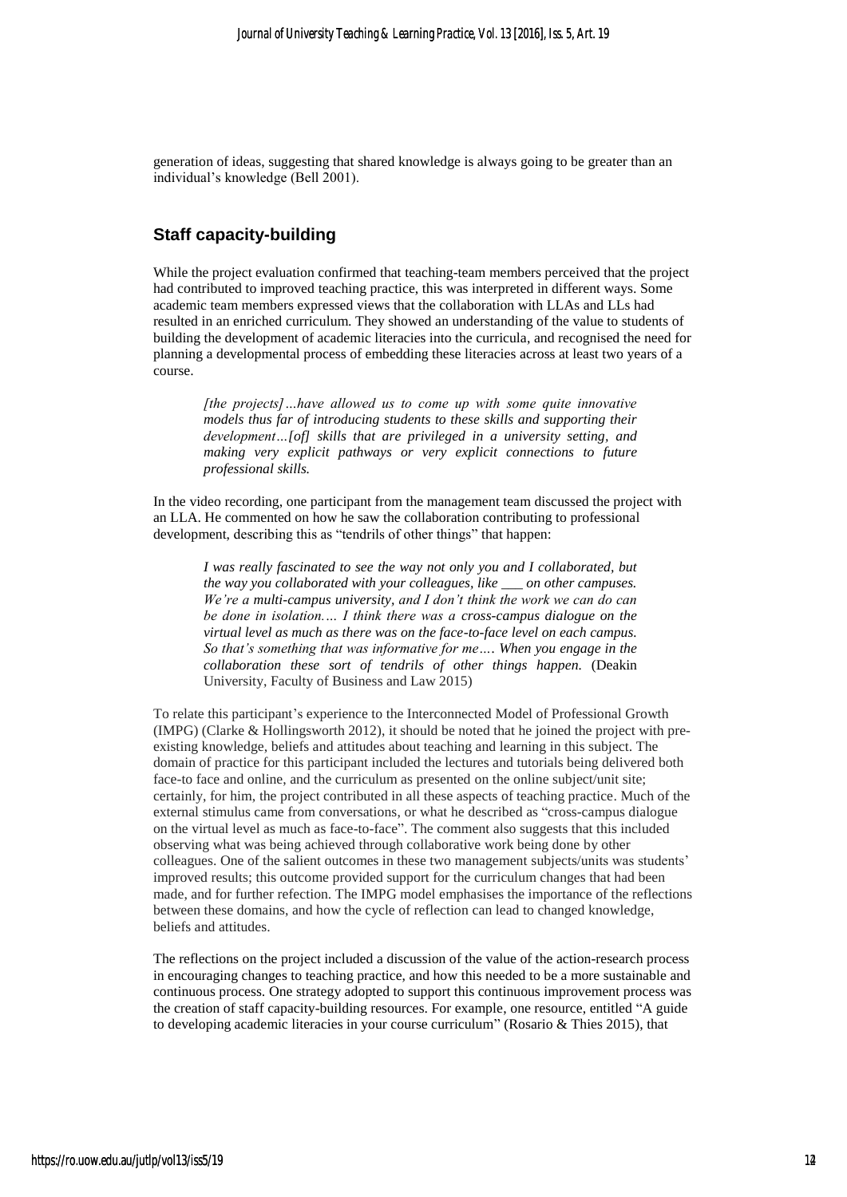generation of ideas, suggesting that shared knowledge is always going to be greater than an individual's knowledge (Bell 2001).

## Staff capacity-building

While the project evaluation confirmed that teaching-team members perceived that the project had contributed to improved teaching practice, this was interpreted in different ways. Some academic team members expressed views that the collaboration with LLAs and LLs had resulted in an enriched curriculum. They showed an understanding of the value to students of building the development of academic literacies into the curricula, and recognised the need for planning a developmental process of embedding these literacies across at least two years of a course.

> *[the projects]…have allowed us to come up with some quite innovative models thus far of introducing students to these skills and supporting their development…[of] skills that are privileged in a university setting, and making very explicit pathways or very explicit connections to future professional skills.*

In the video recording, one participant from the management team discussed the project with an LLA. He commented on how he saw the collaboration contributing to professional development, describing this as "tendrils of other things" that happen:

> *I was really fascinated to see the way not only you and I collaborated, but the way you collaborated with your colleagues, like ___ on other campuses. We're a multi-campus university, and I don't think the work we can do can be done in isolation.… I think there was a cross-campus dialogue on the virtual level as much as there was on the face-to-face level on each campus. So that's something that was informative for me…. When you engage in the collaboration these sort of tendrils of other things happen.* (Deakin University, Faculty of Business and Law 2015)

To relate this participant's experience to the Interconnected Model of Professional Growth (IMPG) (Clarke & Hollingsworth 2012), it should be noted that he joined the project with pre-existing knowledge, beliefs and attitudes about teaching and learning in this subject. The domain of practice for this participant included the lectures and tutorials being delivered both face-to face and online, and the curriculum as presented on the online subject/unit site; certainly, for him, the project contributed in all these aspects of teaching practice. Much of the external stimulus came from conversations, or what he described as "cross-campus dialogue on the virtual level as much as face-to-face". The comment also suggests that this included observing what was being achieved through collaborative work being done by other colleagues. One of the salient outcomes in these two management subjects/units was students' improved results; this outcome provided support for the curriculum changes that had been made, and for further refection. The IMPG model emphasises the importance of the reflections between these domains, and how the cycle of reflection can lead to changed knowledge, beliefs and attitudes.

The reflections on the project included a discussion of the value of the action-research process in encouraging changes to teaching practice, and how this needed to be a more sustainable and continuous process. One strategy adopted to support this continuous improvement process was the creation of staff capacity-building resources. For example, one resource, entitled "A guide to developing academic literacies in your course curriculum" (Rosario & Thies 2015), that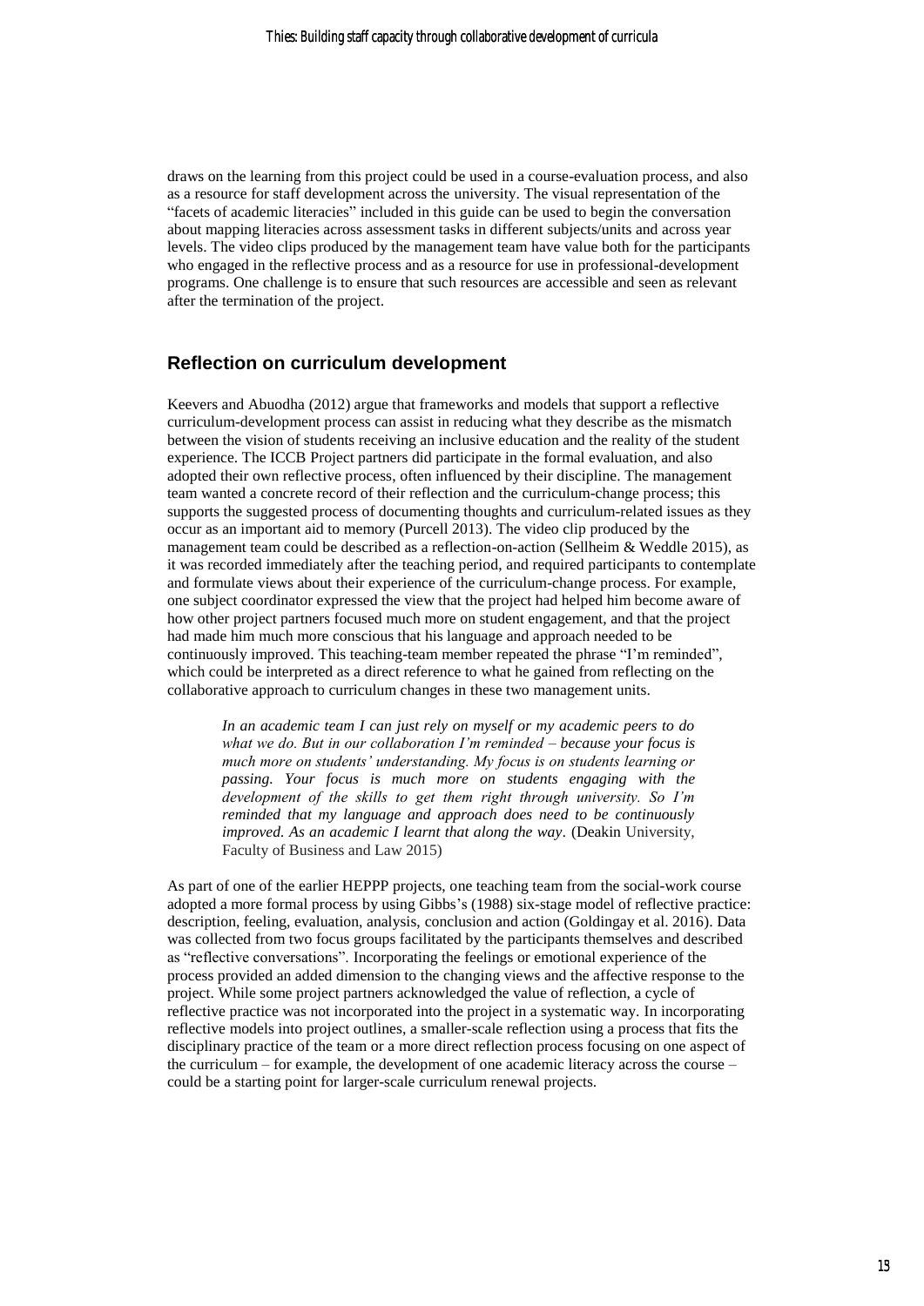draws on the learning from this project could be used in a course-evaluation process, and also as a resource for staff development across the university. The visual representation of the "facets of academic literacies" included in this guide can be used to begin the conversation about mapping literacies across assessment tasks in different subjects/units and across year levels. The video clips produced by the management team have value both for the participants who engaged in the reflective process and as a resource for use in professional-development programs. One challenge is to ensure that such resources are accessible and seen as relevant after the termination of the project.

## Reflection on curriculum development

Keevers and Abuodha (2012) argue that frameworks and models that support a reflective curriculum-development process can assist in reducing what they describe as the mismatch between the vision of students receiving an inclusive education and the reality of the student experience. The ICCB Project partners did participate in the formal evaluation, and also adopted their own reflective process, often influenced by their discipline. The management team wanted a concrete record of their reflection and the curriculum-change process; this supports the suggested process of documenting thoughts and curriculum-related issues as they occur as an important aid to memory (Purcell 2013). The video clip produced by the management team could be described as a reflection-on-action (Sellheim & Weddle 2015), as it was recorded immediately after the teaching period, and required participants to contemplate and formulate views about their experience of the curriculum-change process. For example, one subject coordinator expressed the view that the project had helped him become aware of how other project partners focused much more on student engagement, and that the project had made him much more conscious that his language and approach needed to be continuously improved. This teaching-team member repeated the phrase "I'm reminded", which could be interpreted as a direct reference to what he gained from reflecting on the collaborative approach to curriculum changes in these two management units.

> *In an academic team I can just rely on myself or my academic peers to do what we do. But in our collaboration I'm reminded – because your focus is much more on students' understanding. My focus is on students learning or passing. Your focus is much more on students engaging with the development of the skills to get them right through university. So I'm reminded that my language and approach does need to be continuously improved. As an academic I learnt that along the way.* (Deakin University, Faculty of Business and Law 2015)

As part of one of the earlier HEPPP projects, one teaching team from the social-work course adopted a more formal process by using Gibbs's (1988) six-stage model of reflective practice: description, feeling, evaluation, analysis, conclusion and action (Goldingay et al. 2016). Data was collected from two focus groups facilitated by the participants themselves and described as "reflective conversations". Incorporating the feelings or emotional experience of the process provided an added dimension to the changing views and the affective response to the project. While some project partners acknowledged the value of reflection, a cycle of reflective practice was not incorporated into the project in a systematic way. In incorporating reflective models into project outlines, a smaller-scale reflection using a process that fits the disciplinary practice of the team or a more direct reflection process focusing on one aspect of the curriculum – for example, the development of one academic literacy across the course – could be a starting point for larger-scale curriculum renewal projects.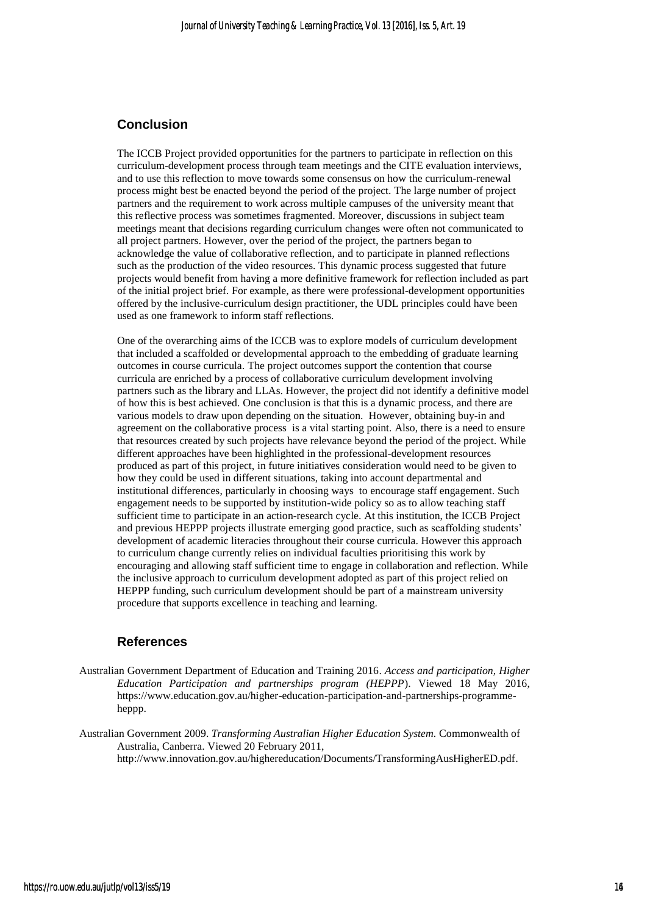## Conclusion

The ICCB Project provided opportunities for the partners to participate in reflection on this curriculum-development process through team meetings and the CITE evaluation interviews, and to use this reflection to move towards some consensus on how the curriculum-renewal process might best be enacted beyond the period of the project. The large number of project partners and the requirement to work across multiple campuses of the university meant that this reflective process was sometimes fragmented. Moreover, discussions in subject team meetings meant that decisions regarding curriculum changes were often not communicated to all project partners. However, over the period of the project, the partners began to acknowledge the value of collaborative reflection, and to participate in planned reflections such as the production of the video resources. This dynamic process suggested that future projects would benefit from having a more definitive framework for reflection included as part of the initial project brief. For example, as there were professional-development opportunities offered by the inclusive-curriculum design practitioner, the UDL principles could have been used as one framework to inform staff reflections.

One of the overarching aims of the ICCB was to explore models of curriculum development that included a scaffolded or developmental approach to the embedding of graduate learning outcomes in course curricula. The project outcomes support the contention that course curricula are enriched by a process of collaborative curriculum development involving partners such as the library and LLAs. However, the project did not identify a definitive model of how this is best achieved. One conclusion is that this is a dynamic process, and there are various models to draw upon depending on the situation. However, obtaining buy-in and agreement on the collaborative process is a vital starting point. Also, there is a need to ensure that resources created by such projects have relevance beyond the period of the project. While different approaches have been highlighted in the professional-development resources produced as part of this project, in future initiatives consideration would need to be given to how they could be used in different situations, taking into account departmental and institutional differences, particularly in choosing ways to encourage staff engagement. Such engagement needs to be supported by institution-wide policy so as to allow teaching staff sufficient time to participate in an action-research cycle. At this institution, the ICCB Project and previous HEPPP projects illustrate emerging good practice, such as scaffolding students' development of academic literacies throughout their course curricula. However this approach to curriculum change currently relies on individual faculties prioritising this work by encouraging and allowing staff sufficient time to engage in collaboration and reflection. While the inclusive approach to curriculum development adopted as part of this project relied on HEPPP funding, such curriculum development should be part of a mainstream university procedure that supports excellence in teaching and learning.

## References

Australian Government Department of Education and Training 2016. *Access and participation, Higher Education Participation and partnerships program (HEPPP*). Viewed 18 May 2016, https://www.education.gov.au/higher-education-participation-and-partnerships-programme-heppp.

Australian Government 2009. *Transforming Australian Higher Education System.* Commonwealth of Australia, Canberra. Viewed 20 February 2011, http://www.innovation.gov.au/highereducation/Documents/TransformingAusHigherED.pdf.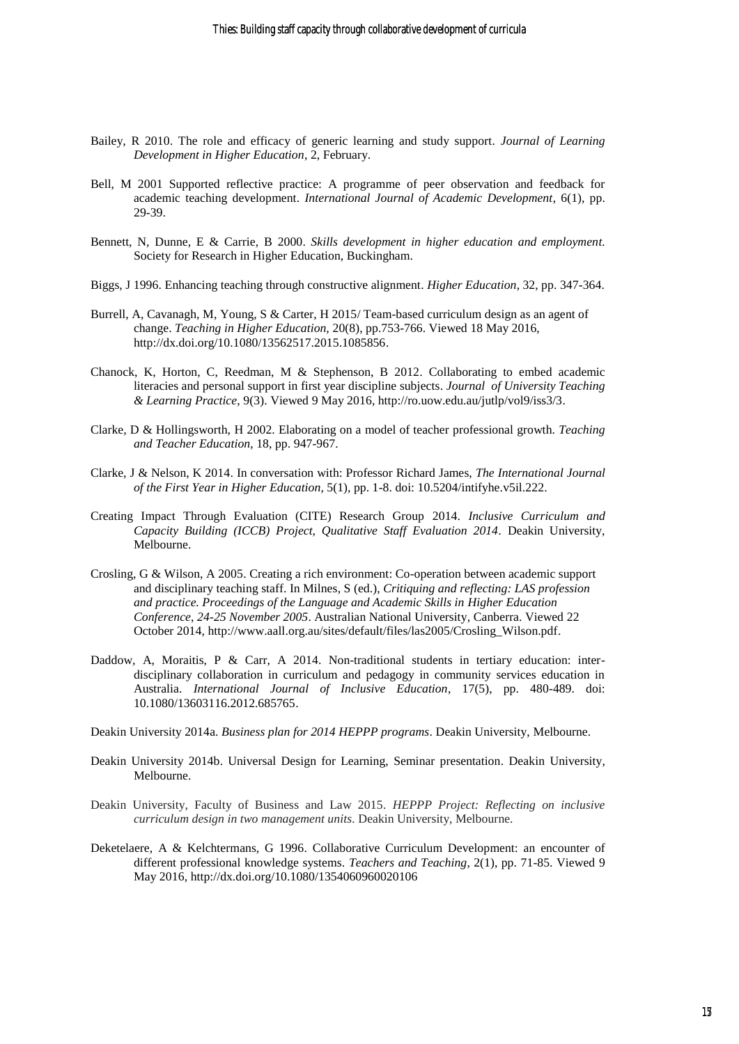Bailey, R 2010. The role and efficacy of generic learning and study support. *Journal of Learning Development in Higher Education*, 2, February.

Bell, M 2001 Supported reflective practice: A programme of peer observation and feedback for academic teaching development. *International Journal of Academic Development*, 6(1), pp. 29-39.

Bennett, N, Dunne, E & Carrie, B 2000. *Skills development in higher education and employment.* Society for Research in Higher Education, Buckingham.

Biggs, J 1996. Enhancing teaching through constructive alignment. *Higher Education*, 32, pp. 347-364.

Burrell, A, Cavanagh, M, Young, S & Carter, H 2015/ Team-based curriculum design as an agent of change. *Teaching in Higher Education,* 20(8), pp.753-766. Viewed 18 May 2016, http://dx.doi.org/10.1080/13562517.2015.1085856.

Chanock, K, Horton, C, Reedman, M & Stephenson, B 2012. Collaborating to embed academic literacies and personal support in first year discipline subjects. *Journal of University Teaching & Learning Practice*, 9(3). Viewed 9 May 2016, http://ro.uow.edu.au/jutlp/vol9/iss3/3.

Clarke, D & Hollingsworth, H 2002. Elaborating on a model of teacher professional growth. *Teaching and Teacher Education*, 18, pp. 947-967.

Clarke, J & Nelson, K 2014. In conversation with: Professor Richard James, *The International Journal of the First Year in Higher Education,* 5(1), pp. 1-8. doi: 10.5204/intifyhe.v5il.222.

Creating Impact Through Evaluation (CITE) Research Group 2014. *Inclusive Curriculum and Capacity Building (ICCB) Project, Qualitative Staff Evaluation 2014*. Deakin University, Melbourne.

Crosling, G & Wilson, A 2005. Creating a rich environment: Co-operation between academic support and disciplinary teaching staff. In Milnes, S (ed.), *Critiquing and reflecting: LAS profession and practice. Proceedings of the Language and Academic Skills in Higher Education Conference, 24-25 November 2005*. Australian National University, Canberra. Viewed 22 October 2014, http://www.aall.org.au/sites/default/files/las2005/Crosling_Wilson.pdf.

Daddow, A, Moraitis, P & Carr, A 2014. Non-traditional students in tertiary education: inter-disciplinary collaboration in curriculum and pedagogy in community services education in Australia. *International Journal of Inclusive Education*, 17(5), pp. 480-489. doi: 10.1080/13603116.2012.685765.

Deakin University 2014a. *Business plan for 2014 HEPPP programs*. Deakin University, Melbourne.

Deakin University 2014b. Universal Design for Learning, Seminar presentation. Deakin University, Melbourne.

Deakin University, Faculty of Business and Law 2015. *HEPPP Project: Reflecting on inclusive curriculum design in two management units*. Deakin University, Melbourne.

Deketelaere, A & Kelchtermans, G 1996. Collaborative Curriculum Development: an encounter of different professional knowledge systems. *Teachers and Teaching*, 2(1), pp. 71-85. Viewed 9 May 2016, http://dx.doi.org/10.1080/1354060960020106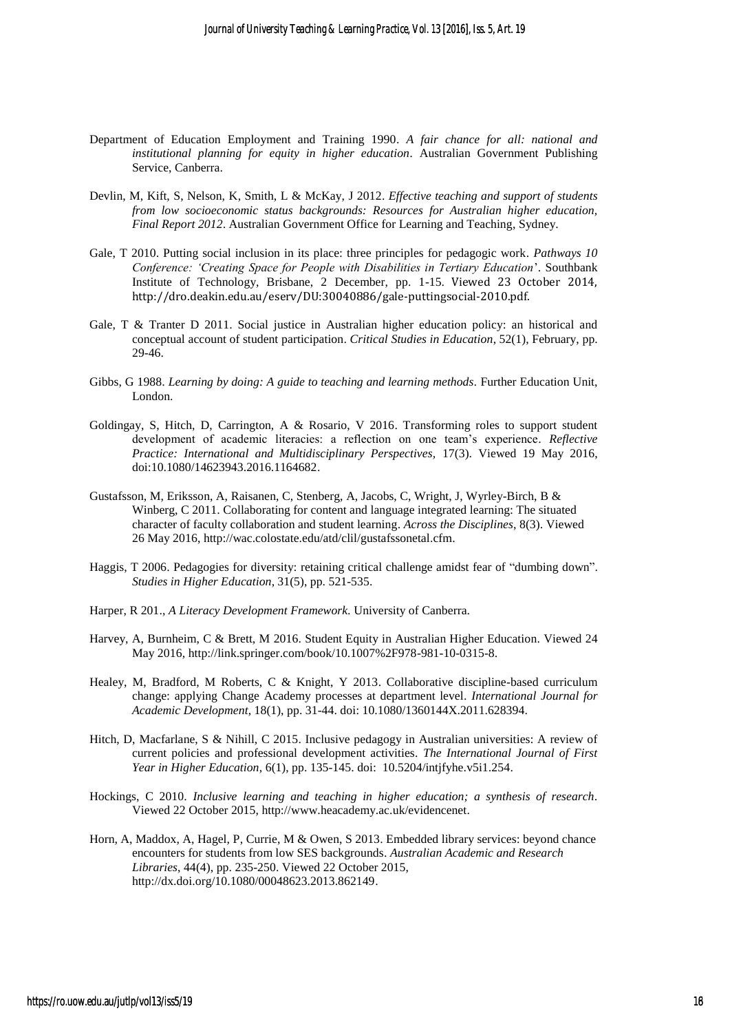Department of Education Employment and Training 1990. *A fair chance for all: national and institutional planning for equity in higher education*. Australian Government Publishing Service, Canberra.

Devlin, M, Kift, S, Nelson, K, Smith, L & McKay, J 2012. *Effective teaching and support of students from low socioeconomic status backgrounds: Resources for Australian higher education, Final Report 2012*. Australian Government Office for Learning and Teaching, Sydney.

Gale, T 2010. Putting social inclusion in its place: three principles for pedagogic work. *Pathways 10 Conference: 'Creating Space for People with Disabilities in Tertiary Education*'. Southbank Institute of Technology, Brisbane, 2 December, pp. 1-15. Viewed 23 October 2014, http://dro.deakin.edu.au/eserv/DU:30040886/gale-puttingsocial-2010.pdf.

Gale, T & Tranter D 2011. Social justice in Australian higher education policy: an historical and conceptual account of student participation. *Critical Studies in Education*, 52(1), February, pp. 29-46.

Gibbs, G 1988. *Learning by doing: A guide to teaching and learning methods*. Further Education Unit, London.

Goldingay, S, Hitch, D, Carrington, A & Rosario, V 2016. Transforming roles to support student development of academic literacies: a reflection on one team's experience. *Reflective Practice: International and Multidisciplinary Perspectives*, 17(3). Viewed 19 May 2016, doi:10.1080/14623943.2016.1164682.

Gustafsson, M, Eriksson, A, Raisanen, C, Stenberg, A, Jacobs, C, Wright, J, Wyrley-Birch, B & Winberg, C 2011. Collaborating for content and language integrated learning: The situated character of faculty collaboration and student learning. *Across the Disciplines*, 8(3). Viewed 26 May 2016, http://wac.colostate.edu/atd/clil/gustafssonetal.cfm.

Haggis, T 2006. Pedagogies for diversity: retaining critical challenge amidst fear of "dumbing down". *Studies in Higher Education*, 31(5), pp. 521-535.

Harper, R 201., *A Literacy Development Framework*. University of Canberra.

Harvey, A, Burnheim, C & Brett, M 2016. Student Equity in Australian Higher Education. Viewed 24 May 2016, http://link.springer.com/book/10.1007%2F978-981-10-0315-8.

Healey, M, Bradford, M Roberts, C & Knight, Y 2013. Collaborative discipline-based curriculum change: applying Change Academy processes at department level. *International Journal for Academic Development*, 18(1), pp. 31-44. doi: 10.1080/1360144X.2011.628394.

Hitch, D, Macfarlane, S & Nihill, C 2015. Inclusive pedagogy in Australian universities: A review of current policies and professional development activities. *The International Journal of First Year in Higher Education*, 6(1), pp. 135-145. doi: 10.5204/intjfyhe.v5i1.254.

Hockings, C 2010. *Inclusive learning and teaching in higher education; a synthesis of research*. Viewed 22 October 2015, http://www.heacademy.ac.uk/evidencenet.

Horn, A, Maddox, A, Hagel, P, Currie, M & Owen, S 2013. Embedded library services: beyond chance encounters for students from low SES backgrounds. *Australian Academic and Research Libraries*, 44(4), pp. 235-250. Viewed 22 October 2015, http://dx.doi.org/10.1080/00048623.2013.862149.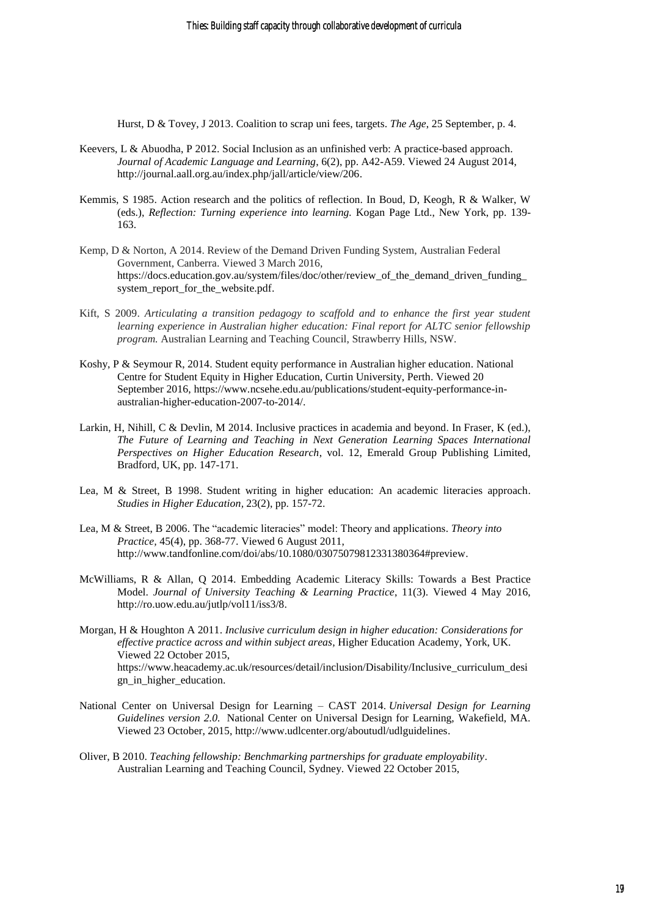Hurst, D & Tovey, J 2013. Coalition to scrap uni fees, targets. *The Age*, 25 September, p. 4.

Keevers, L & Abuodha, P 2012. Social Inclusion as an unfinished verb: A practice-based approach. *Journal of Academic Language and Learning*, 6(2), pp. A42-A59. Viewed 24 August 2014, http://journal.aall.org.au/index.php/jall/article/view/206.

Kemmis, S 1985. Action research and the politics of reflection. In Boud, D, Keogh, R & Walker, W (eds.), *Reflection: Turning experience into learning.* Kogan Page Ltd., New York, pp. 139-163.

Kemp, D & Norton, A 2014. Review of the Demand Driven Funding System, Australian Federal Government, Canberra. Viewed 3 March 2016, https://docs.education.gov.au/system/files/doc/other/review_of_the_demand_driven_funding_system_report_for_the_website.pdf.

Kift, S 2009. *Articulating a transition pedagogy to scaffold and to enhance the first year student learning experience in Australian higher education: Final report for ALTC senior fellowship program.* Australian Learning and Teaching Council, Strawberry Hills, NSW.

Koshy, P & Seymour R, 2014. Student equity performance in Australian higher education. National Centre for Student Equity in Higher Education, Curtin University, Perth. Viewed 20 September 2016, https://www.ncsehe.edu.au/publications/student-equity-performance-in-australian-higher-education-2007-to-2014/.

Larkin, H, Nihill, C & Devlin, M 2014. Inclusive practices in academia and beyond. In Fraser, K (ed.), *The Future of Learning and Teaching in Next Generation Learning Spaces International Perspectives on Higher Education Research*, vol. 12, Emerald Group Publishing Limited, Bradford, UK, pp. 147-171.

Lea, M & Street, B 1998. Student writing in higher education: An academic literacies approach. *Studies in Higher Education*, 23(2), pp. 157-72.

Lea, M & Street, B 2006. The "academic literacies" model: Theory and applications. *Theory into Practice*, 45(4), pp. 368-77. Viewed 6 August 2011, http://www.tandfonline.com/doi/abs/10.1080/03075079812331380364#preview.

McWilliams, R & Allan, Q 2014. Embedding Academic Literacy Skills: Towards a Best Practice Model. *Journal of University Teaching & Learning Practice*, 11(3). Viewed 4 May 2016, http://ro.uow.edu.au/jutlp/vol11/iss3/8.

Morgan, H & Houghton A 2011. *Inclusive curriculum design in higher education: Considerations for effective practice across and within subject areas*, Higher Education Academy, York, UK. Viewed 22 October 2015, https://www.heacademy.ac.uk/resources/detail/inclusion/Disability/Inclusive_curriculum_design_in_higher_education.

National Center on Universal Design for Learning – CAST 2014. *Universal Design for Learning Guidelines version 2.0.* National Center on Universal Design for Learning, Wakefield, MA. Viewed 23 October, 2015, http://www.udlcenter.org/aboutudl/udlguidelines.

Oliver, B 2010. *Teaching fellowship: Benchmarking partnerships for graduate employability*. Australian Learning and Teaching Council, Sydney. Viewed 22 October 2015,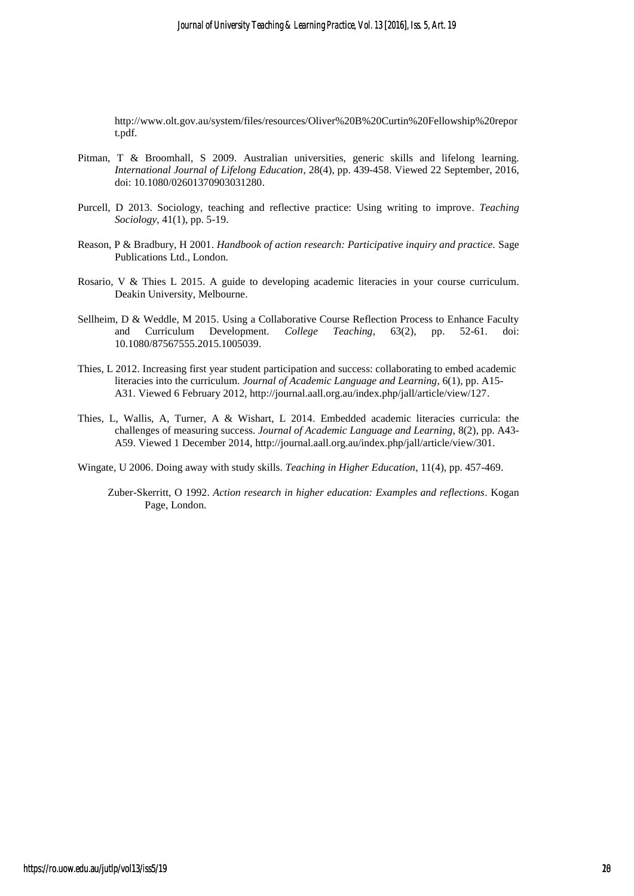http://www.olt.gov.au/system/files/resources/Oliver%20B%20Curtin%20Fellowship%20report.pdf.

Pitman, T & Broomhall, S 2009. Australian universities, generic skills and lifelong learning. *International Journal of Lifelong Education*, 28(4), pp. 439-458. Viewed 22 September, 2016, doi: 10.1080/02601370903031280.

Purcell, D 2013. Sociology, teaching and reflective practice: Using writing to improve. *Teaching Sociology*, 41(1), pp. 5-19.

Reason, P & Bradbury, H 2001. *Handbook of action research: Participative inquiry and practice.* Sage Publications Ltd., London.

Rosario, V & Thies L 2015. A guide to developing academic literacies in your course curriculum. Deakin University, Melbourne.

Sellheim, D & Weddle, M 2015. Using a Collaborative Course Reflection Process to Enhance Faculty and Curriculum Development. *College Teaching*, 63(2), pp. 52-61. doi: 10.1080/87567555.2015.1005039.

Thies, L 2012. Increasing first year student participation and success: collaborating to embed academic literacies into the curriculum. *Journal of Academic Language and Learning*, 6(1), pp. A15-A31. Viewed 6 February 2012, http://journal.aall.org.au/index.php/jall/article/view/127.

Thies, L, Wallis, A, Turner, A & Wishart, L 2014. Embedded academic literacies curricula: the challenges of measuring success. *Journal of Academic Language and Learning*, 8(2), pp. A43-A59. Viewed 1 December 2014, http://journal.aall.org.au/index.php/jall/article/view/301.

Wingate, U 2006. Doing away with study skills. *Teaching in Higher Education*, 11(4), pp. 457-469.

Zuber-Skerritt, O 1992. *Action research in higher education: Examples and reflections*. Kogan Page, London.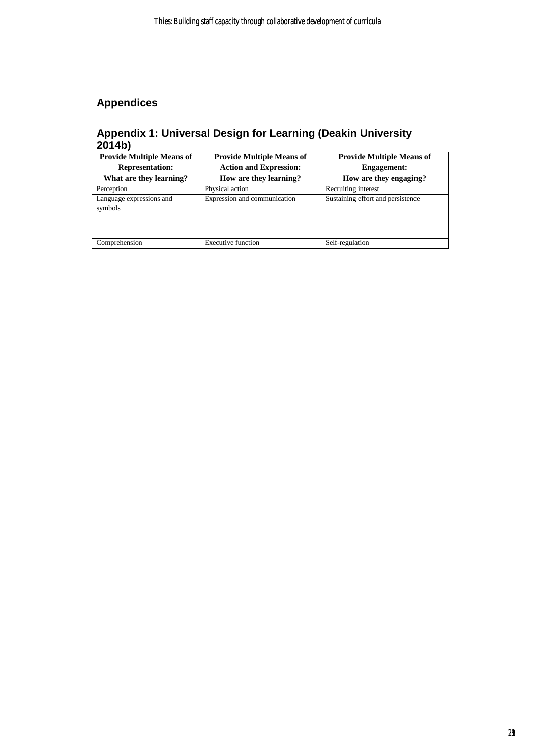## Appendices

### Appendix 1: Universal Design for Learning (Deakin University 2014b)

| **Provide Multiple Means of Representation: What are they learning?** | **Provide Multiple Means of Action and Expression: How are they learning?** | **Provide Multiple Means of Engagement: How are they engaging?** |
|---|---|---|
| Perception | Physical action | Recruiting interest |
| Language expressions and symbols | Expression and communication | Sustaining effort and persistence |
| Comprehension | Executive function | Self-regulation |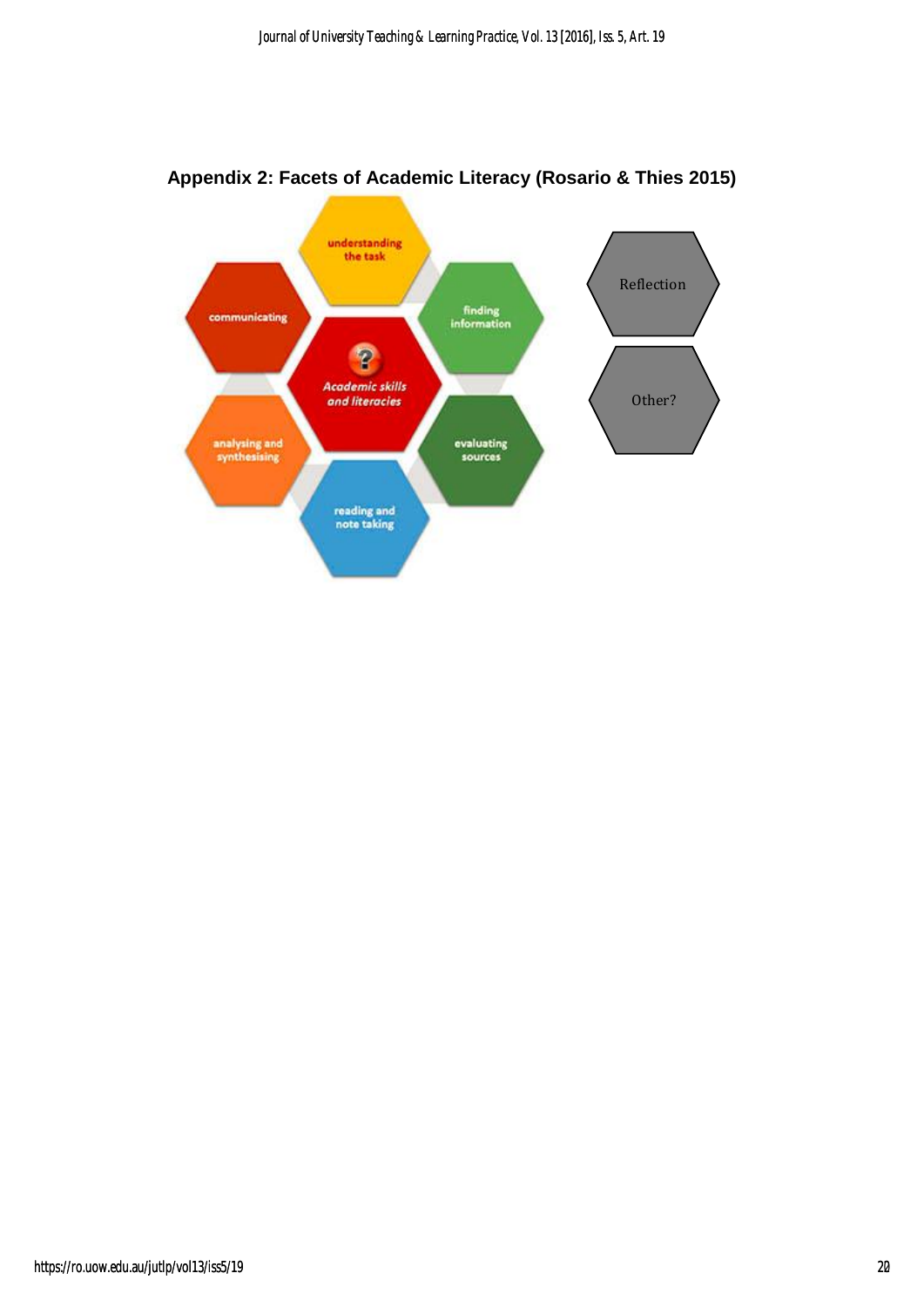## Appendix 2: Facets of Academic Literacy (Rosario & Thies 2015)

understanding the task

communicating

finding information

Academic skills and literacies

analysing and synthesising

evaluating sources

reading and note taking

Reflection

Other?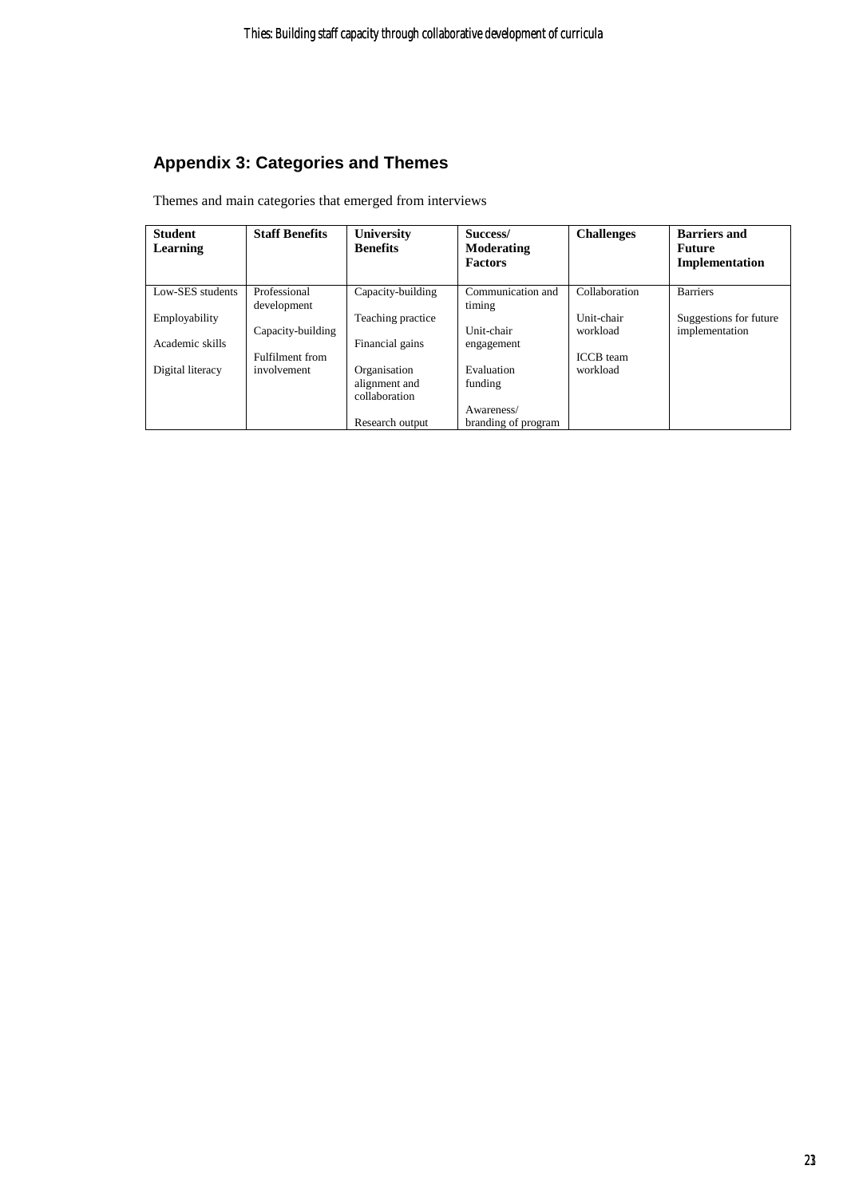## Appendix 3: Categories and Themes

Themes and main categories that emerged from interviews

| Student Learning | Staff Benefits | University Benefits | Success/ Moderating Factors | Challenges | Barriers and Future Implementation |
|---|---|---|---|---|---|
| Low-SES students | Professional development | Capacity-building | Communication and timing | Collaboration | Barriers |
| Employability | Capacity-building | Teaching practice | Unit-chair engagement | Unit-chair workload | Suggestions for future implementation |
| Academic skills | Fulfilment from involvement | Financial gains | Evaluation funding | ICCB team workload | |
| Digital literacy | | Organisation alignment and collaboration | Awareness/ branding of program | | |
| | | Research output | | | |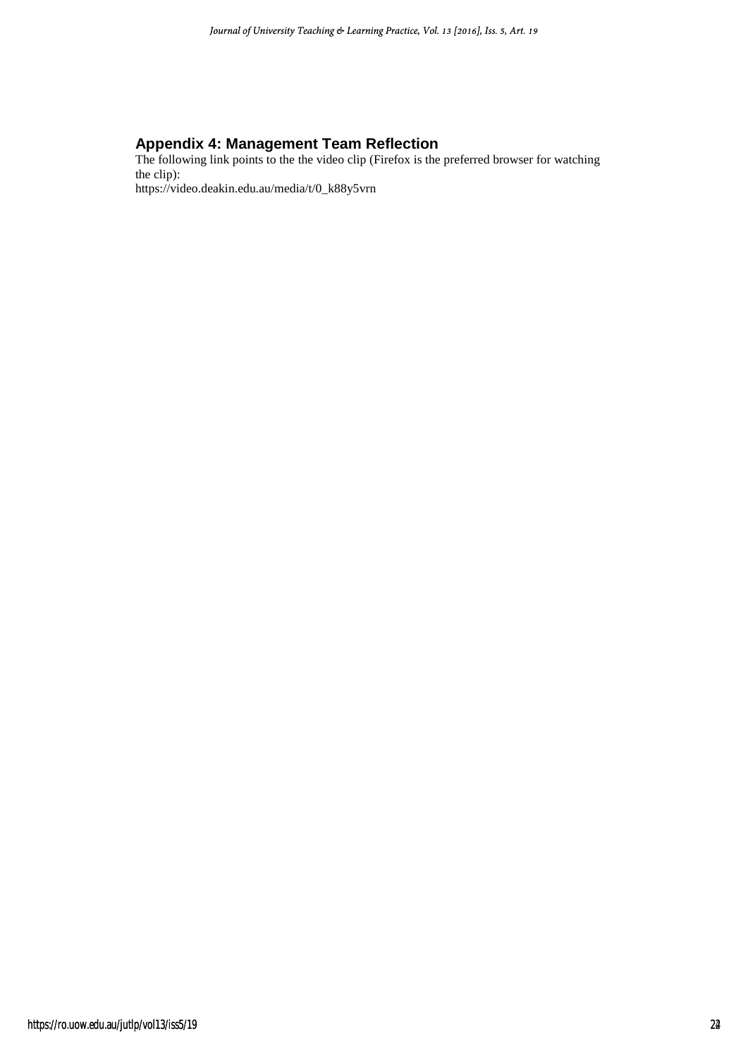## Appendix 4: Management Team Reflection

The following link points to the the video clip (Firefox is the preferred browser for watching the clip):

https://video.deakin.edu.au/media/t/0_k88y5vrn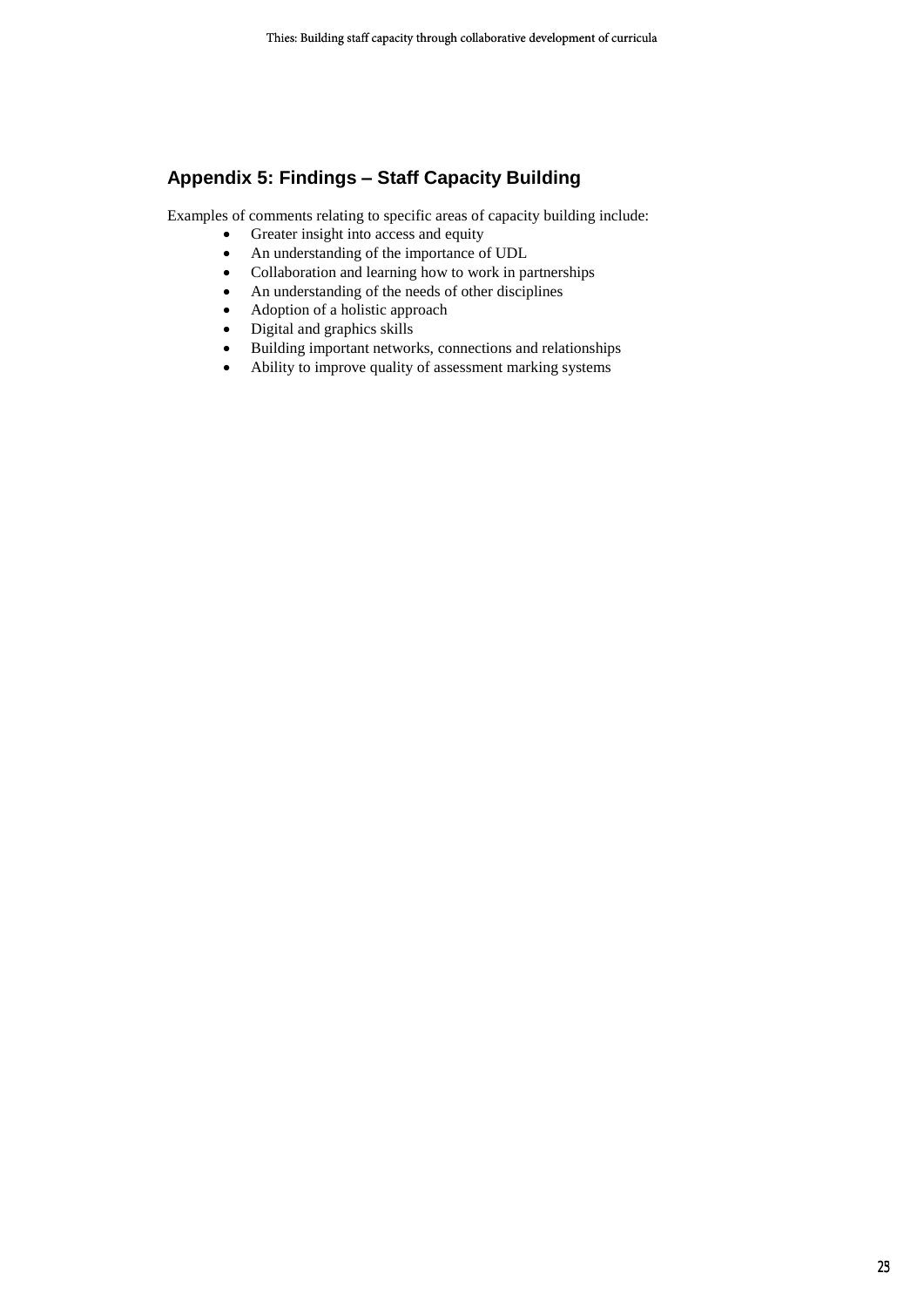## Appendix 5: Findings – Staff Capacity Building

Examples of comments relating to specific areas of capacity building include:

- Greater insight into access and equity
- An understanding of the importance of UDL
- Collaboration and learning how to work in partnerships
- An understanding of the needs of other disciplines
- Adoption of a holistic approach
- Digital and graphics skills
- Building important networks, connections and relationships
- Ability to improve quality of assessment marking systems